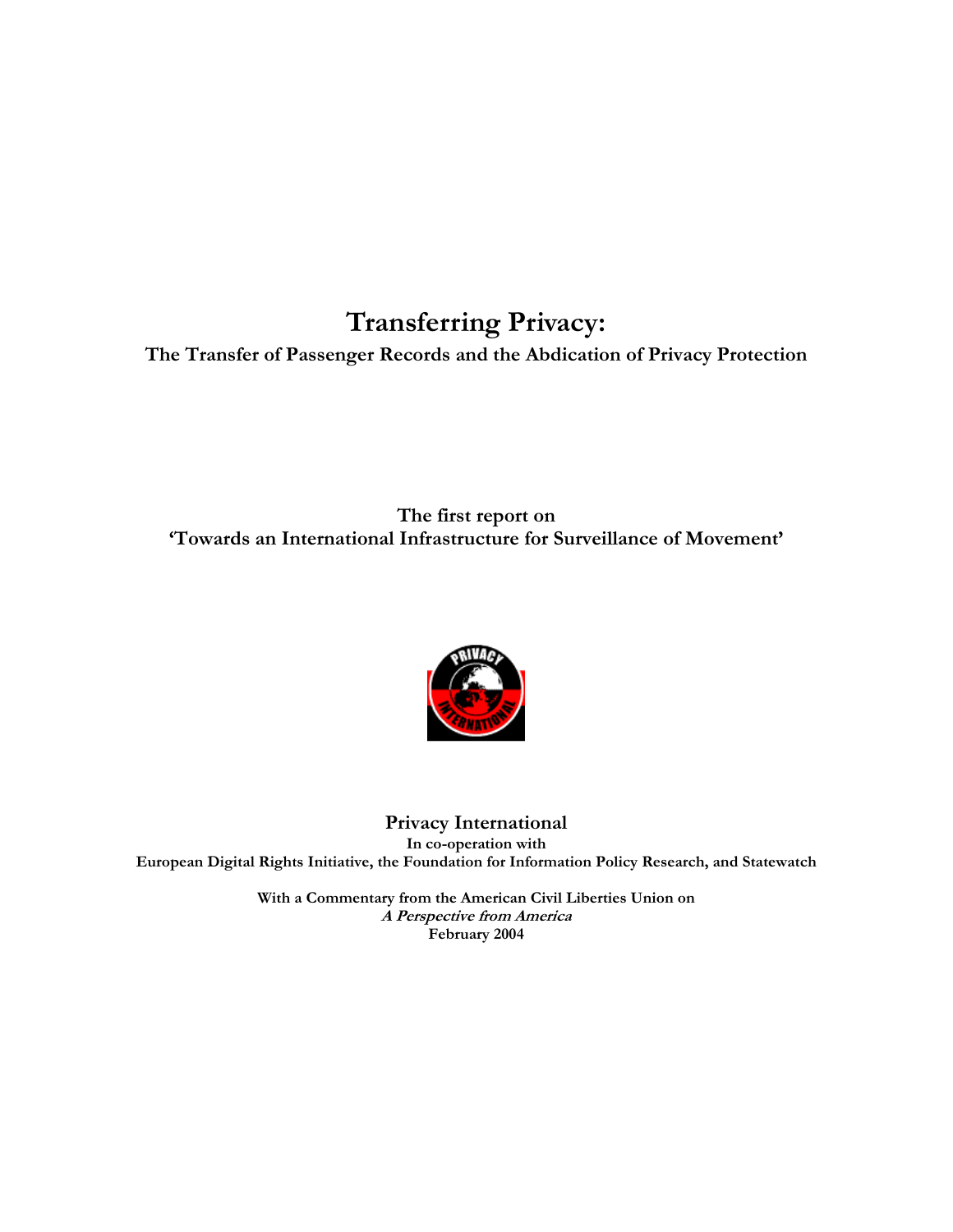# Transferring Privacy:

**The Transfer of Passenger Records and the Abdication of Privacy Protection**

**The first report on**
**'Towards an International Infrastructure for Surveillance of Movement'**

**Privacy International**
**In co-operation with**
**European Digital Rights Initiative, the Foundation for Information Policy Research, and Statewatch**

**With a Commentary from the American Civil Liberties Union on**
***A Perspective from America***
**February 2004**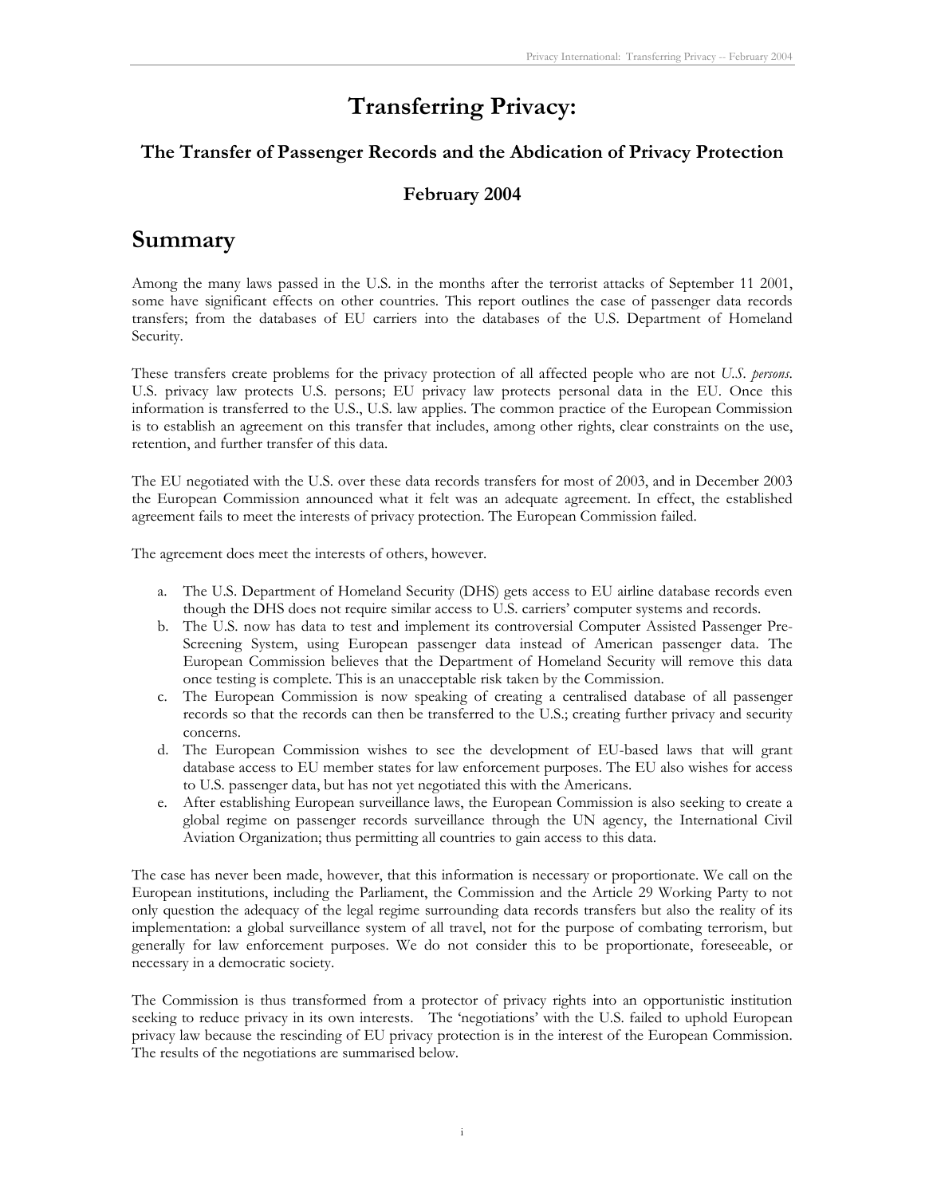# Transferring Privacy:

### The Transfer of Passenger Records and the Abdication of Privacy Protection

### February 2004

## Summary

Among the many laws passed in the U.S. in the months after the terrorist attacks of September 11 2001, some have significant effects on other countries. This report outlines the case of passenger data records transfers; from the databases of EU carriers into the databases of the U.S. Department of Homeland Security.

These transfers create problems for the privacy protection of all affected people who are not *U.S. persons*. U.S. privacy law protects U.S. persons; EU privacy law protects personal data in the EU. Once this information is transferred to the U.S., U.S. law applies. The common practice of the European Commission is to establish an agreement on this transfer that includes, among other rights, clear constraints on the use, retention, and further transfer of this data.

The EU negotiated with the U.S. over these data records transfers for most of 2003, and in December 2003 the European Commission announced what it felt was an adequate agreement. In effect, the established agreement fails to meet the interests of privacy protection. The European Commission failed.

The agreement does meet the interests of others, however.

a. The U.S. Department of Homeland Security (DHS) gets access to EU airline database records even though the DHS does not require similar access to U.S. carriers' computer systems and records.
b. The U.S. now has data to test and implement its controversial Computer Assisted Passenger Pre-Screening System, using European passenger data instead of American passenger data. The European Commission believes that the Department of Homeland Security will remove this data once testing is complete. This is an unacceptable risk taken by the Commission.
c. The European Commission is now speaking of creating a centralised database of all passenger records so that the records can then be transferred to the U.S.; creating further privacy and security concerns.
d. The European Commission wishes to see the development of EU-based laws that will grant database access to EU member states for law enforcement purposes. The EU also wishes for access to U.S. passenger data, but has not yet negotiated this with the Americans.
e. After establishing European surveillance laws, the European Commission is also seeking to create a global regime on passenger records surveillance through the UN agency, the International Civil Aviation Organization; thus permitting all countries to gain access to this data.

The case has never been made, however, that this information is necessary or proportionate. We call on the European institutions, including the Parliament, the Commission and the Article 29 Working Party to not only question the adequacy of the legal regime surrounding data records transfers but also the reality of its implementation: a global surveillance system of all travel, not for the purpose of combating terrorism, but generally for law enforcement purposes. We do not consider this to be proportionate, foreseeable, or necessary in a democratic society.

The Commission is thus transformed from a protector of privacy rights into an opportunistic institution seeking to reduce privacy in its own interests. The 'negotiations' with the U.S. failed to uphold European privacy law because the rescinding of EU privacy protection is in the interest of the European Commission. The results of the negotiations are summarised below.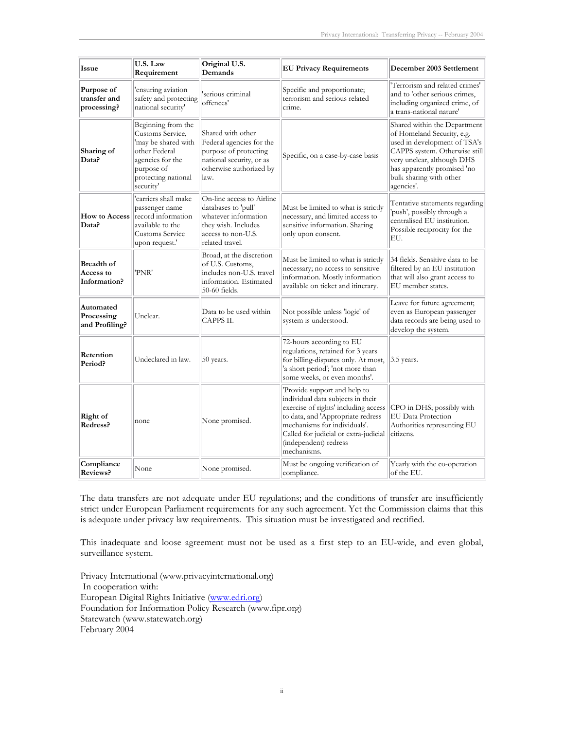| Issue | U.S. Law Requirement | Original U.S. Demands | EU Privacy Requirements | December 2003 Settlement |
|---|---|---|---|---|
| **Purpose of transfer and processing?** | 'ensuring aviation safety and protecting national security' | 'serious criminal offences' | Specific and proportionate; terrorism and serious related crime. | 'Terrorism and related crimes' and to 'other serious crimes, including organized crime, of a trans-national nature' |
| **Sharing of Data?** | Beginning from the Customs Service, 'may be shared with other Federal agencies for the purpose of protecting national security' | Shared with other Federal agencies for the purpose of protecting national security, or as otherwise authorized by law. | Specific, on a case-by-case basis | Shared within the Department of Homeland Security, e.g. used in development of TSA's CAPPS system. Otherwise still very unclear, although DHS has apparently promised 'no bulk sharing with other agencies'. |
| **How to Access Data?** | 'carriers shall make passenger name record information available to the Customs Service upon request.' | On-line access to Airline databases to 'pull' whatever information they wish. Includes access to non-U.S. related travel. | Must be limited to what is strictly necessary, and limited access to sensitive information. Sharing only upon consent. | Tentative statements regarding 'push', possibly through a centralised EU institution. Possible reciprocity for the EU. |
| **Breadth of Access to Information?** | 'PNR' | Broad, at the discretion of U.S. Customs, includes non-U.S. travel information. Estimated 50-60 fields. | Must be limited to what is strictly necessary; no access to sensitive information. Mostly information available on ticket and itinerary. | 34 fields. Sensitive data to be filtered by an EU institution that will also grant access to EU member states. |
| **Automated Processing and Profiling?** | Unclear. | Data to be used within CAPPS II. | Not possible unless 'logic' of system is understood. | Leave for future agreement; even as European passenger data records are being used to develop the system. |
| **Retention Period?** | Undeclared in law. | 50 years. | 72-hours according to EU regulations, retained for 3 years for billing-disputes only. At most, 'a short period'; 'not more than some weeks, or even months'. | 3.5 years. |
| **Right of Redress?** | none | None promised. | 'Provide support and help to individual data subjects in their exercise of rights' including access to data, and 'Appropriate redress mechanisms for individuals'. Called for judicial or extra-judicial (independent) redress mechanisms. | CPO in DHS; possibly with EU Data Protection Authorities representing EU citizens. |
| **Compliance Reviews?** | None | None promised. | Must be ongoing verification of compliance. | Yearly with the co-operation of the EU. |

The data transfers are not adequate under EU regulations; and the conditions of transfer are insufficiently strict under European Parliament requirements for any such agreement. Yet the Commission claims that this is adequate under privacy law requirements. This situation must be investigated and rectified.

This inadequate and loose agreement must not be used as a first step to an EU-wide, and even global, surveillance system.

Privacy International (www.privacyinternational.org)
In cooperation with:
European Digital Rights Initiative (www.edri.org)
Foundation for Information Policy Research (www.fipr.org)
Statewatch (www.statewatch.org)
February 2004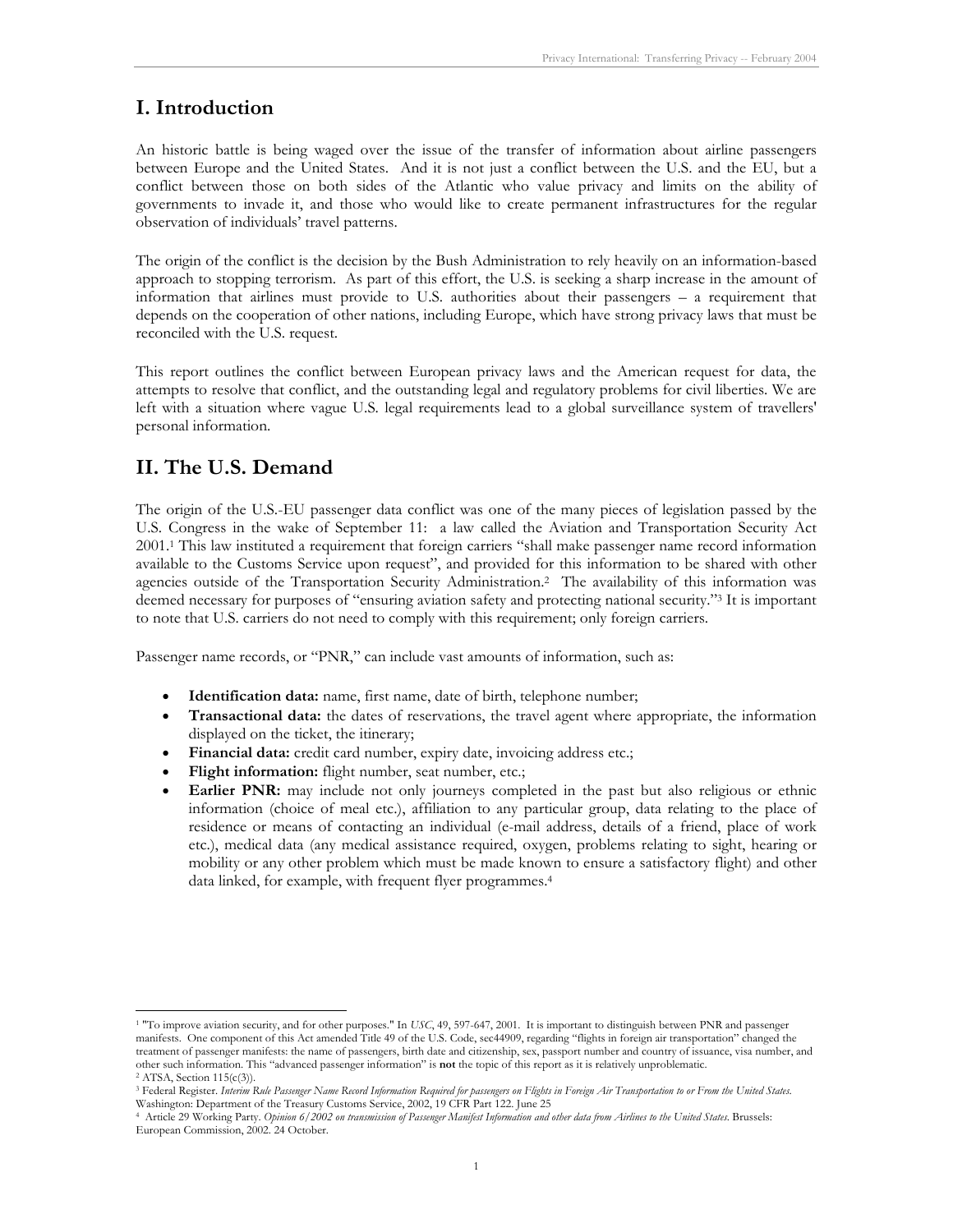## I. Introduction

An historic battle is being waged over the issue of the transfer of information about airline passengers between Europe and the United States. And it is not just a conflict between the U.S. and the EU, but a conflict between those on both sides of the Atlantic who value privacy and limits on the ability of governments to invade it, and those who would like to create permanent infrastructures for the regular observation of individuals' travel patterns.

The origin of the conflict is the decision by the Bush Administration to rely heavily on an information-based approach to stopping terrorism. As part of this effort, the U.S. is seeking a sharp increase in the amount of information that airlines must provide to U.S. authorities about their passengers – a requirement that depends on the cooperation of other nations, including Europe, which have strong privacy laws that must be reconciled with the U.S. request.

This report outlines the conflict between European privacy laws and the American request for data, the attempts to resolve that conflict, and the outstanding legal and regulatory problems for civil liberties. We are left with a situation where vague U.S. legal requirements lead to a global surveillance system of travellers' personal information.

## II. The U.S. Demand

The origin of the U.S.-EU passenger data conflict was one of the many pieces of legislation passed by the U.S. Congress in the wake of September 11: a law called the Aviation and Transportation Security Act 2001.[1] This law instituted a requirement that foreign carriers "shall make passenger name record information available to the Customs Service upon request", and provided for this information to be shared with other agencies outside of the Transportation Security Administration.[2] The availability of this information was deemed necessary for purposes of "ensuring aviation safety and protecting national security."[3] It is important to note that U.S. carriers do not need to comply with this requirement; only foreign carriers.

Passenger name records, or "PNR," can include vast amounts of information, such as:

- **Identification data:** name, first name, date of birth, telephone number;
- **Transactional data:** the dates of reservations, the travel agent where appropriate, the information displayed on the ticket, the itinerary;
- **Financial data:** credit card number, expiry date, invoicing address etc.;
- **Flight information:** flight number, seat number, etc.;
- **Earlier PNR:** may include not only journeys completed in the past but also religious or ethnic information (choice of meal etc.), affiliation to any particular group, data relating to the place of residence or means of contacting an individual (e-mail address, details of a friend, place of work etc.), medical data (any medical assistance required, oxygen, problems relating to sight, hearing or mobility or any other problem which must be made known to ensure a satisfactory flight) and other data linked, for example, with frequent flyer programmes.[4]

---

[1] "To improve aviation security, and for other purposes." In *USC*, 49, 597-647, 2001. It is important to distinguish between PNR and passenger manifests. One component of this Act amended Title 49 of the U.S. Code, sec44909, regarding "flights in foreign air transportation" changed the treatment of passenger manifests: the name of passengers, birth date and citizenship, sex, passport number and country of issuance, visa number, and other such information. This "advanced passenger information" is **not** the topic of this report as it is relatively unproblematic.

[2] ATSA, Section 115(c(3)).

[3] Federal Register. *Interim Rule Passenger Name Record Information Required for passengers on Flights in Foreign Air Transportation to or From the United States.* Washington: Department of the Treasury Customs Service, 2002, 19 CFR Part 122. June 25

[4] Article 29 Working Party. *Opinion 6/2002 on transmission of Passenger Manifest Information and other data from Airlines to the United States.* Brussels: European Commission, 2002. 24 October.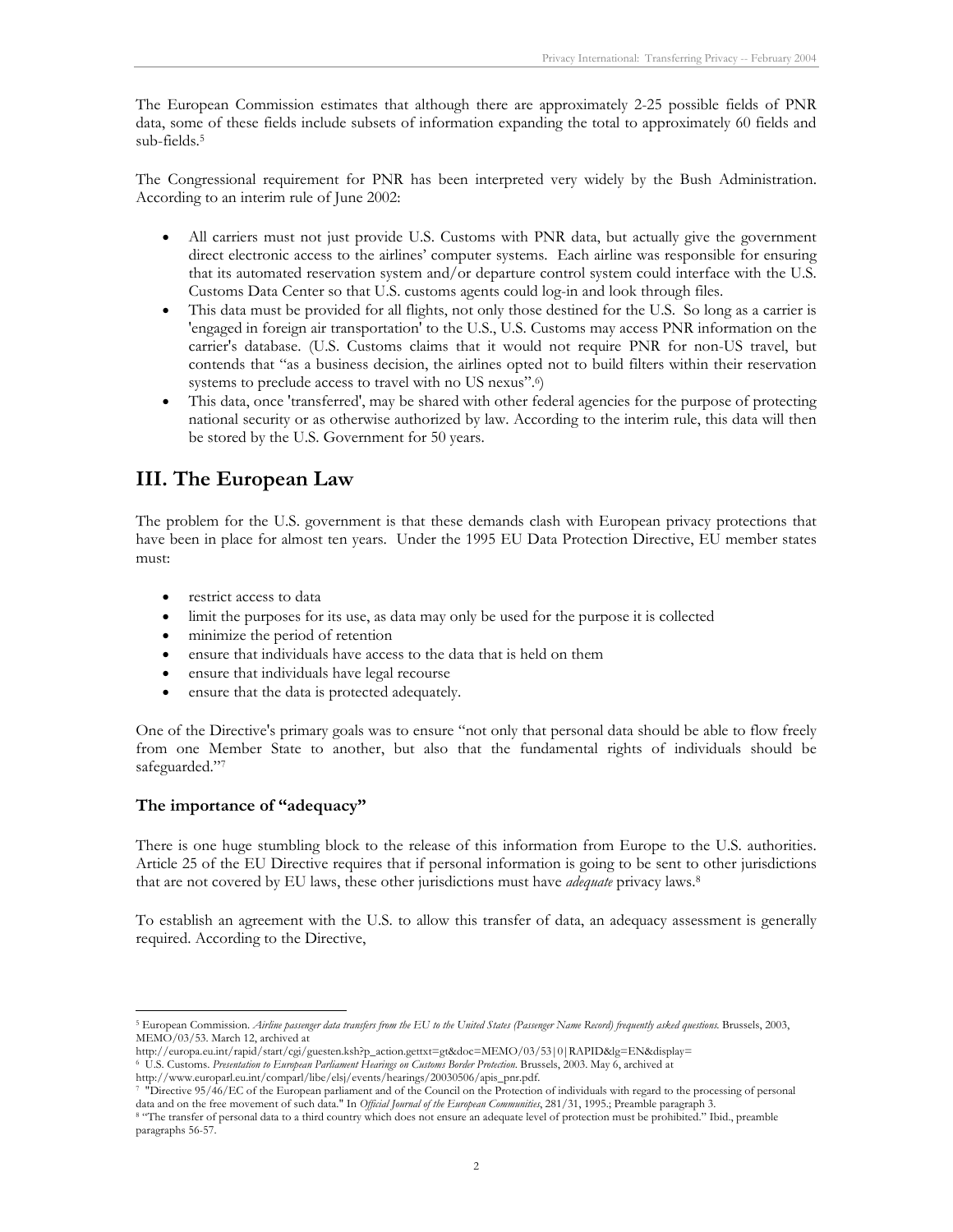The European Commission estimates that although there are approximately 2-25 possible fields of PNR data, some of these fields include subsets of information expanding the total to approximately 60 fields and sub-fields.[5]

The Congressional requirement for PNR has been interpreted very widely by the Bush Administration. According to an interim rule of June 2002:

- All carriers must not just provide U.S. Customs with PNR data, but actually give the government direct electronic access to the airlines' computer systems. Each airline was responsible for ensuring that its automated reservation system and/or departure control system could interface with the U.S. Customs Data Center so that U.S. customs agents could log-in and look through files.
- This data must be provided for all flights, not only those destined for the U.S. So long as a carrier is 'engaged in foreign air transportation' to the U.S., U.S. Customs may access PNR information on the carrier's database. (U.S. Customs claims that it would not require PNR for non-US travel, but contends that "as a business decision, the airlines opted not to build filters within their reservation systems to preclude access to travel with no US nexus".[6])
- This data, once 'transferred', may be shared with other federal agencies for the purpose of protecting national security or as otherwise authorized by law. According to the interim rule, this data will then be stored by the U.S. Government for 50 years.

## III. The European Law

The problem for the U.S. government is that these demands clash with European privacy protections that have been in place for almost ten years. Under the 1995 EU Data Protection Directive, EU member states must:

- restrict access to data
- limit the purposes for its use, as data may only be used for the purpose it is collected
- minimize the period of retention
- ensure that individuals have access to the data that is held on them
- ensure that individuals have legal recourse
- ensure that the data is protected adequately.

One of the Directive's primary goals was to ensure "not only that personal data should be able to flow freely from one Member State to another, but also that the fundamental rights of individuals should be safeguarded."[7]

### The importance of "adequacy"

There is one huge stumbling block to the release of this information from Europe to the U.S. authorities. Article 25 of the EU Directive requires that if personal information is going to be sent to other jurisdictions that are not covered by EU laws, these other jurisdictions must have *adequate* privacy laws.[8]

To establish an agreement with the U.S. to allow this transfer of data, an adequacy assessment is generally required. According to the Directive,

---

[5] European Commission. *Airline passenger data transfers from the EU to the United States (Passenger Name Record) frequently asked questions.* Brussels, 2003, MEMO/03/53. March 12, archived at http://europa.eu.int/rapid/start/cgi/guesten.ksh?p_action.gettxt=gt&doc=MEMO/03/53|0|RAPID&lg=EN&display=

[6] U.S. Customs. *Presentation to European Parliament Hearings on Customs Border Protection*. Brussels, 2003. May 6, archived at http://www.europarl.eu.int/comparl/libe/elsj/events/hearings/20030506/apis_pnr.pdf.

[7] "Directive 95/46/EC of the European parliament and of the Council on the Protection of individuals with regard to the processing of personal data and on the free movement of such data." In *Official Journal of the European Communities*, 281/31, 1995.; Preamble paragraph 3.

[8] "The transfer of personal data to a third country which does not ensure an adequate level of protection must be prohibited." Ibid., preamble paragraphs 56-57.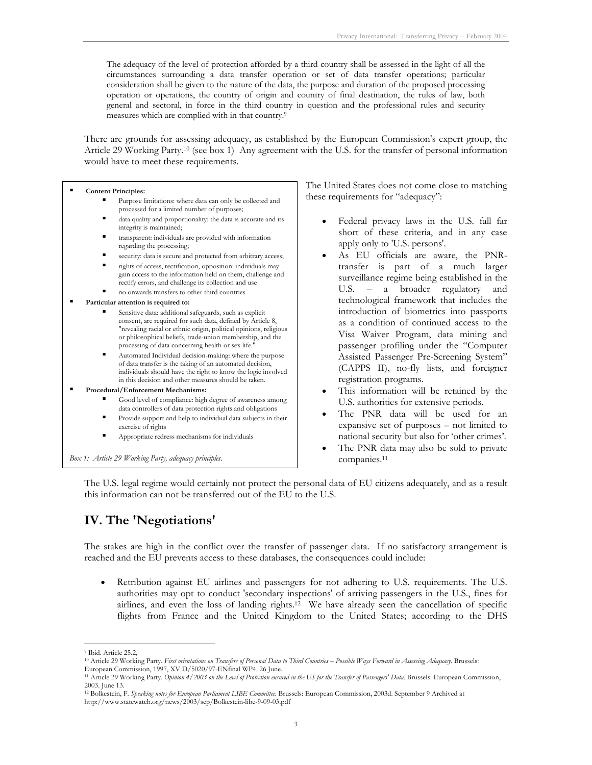> The adequacy of the level of protection afforded by a third country shall be assessed in the light of all the circumstances surrounding a data transfer operation or set of data transfer operations; particular consideration shall be given to the nature of the data, the purpose and duration of the proposed processing operation or operations, the country of origin and country of final destination, the rules of law, both general and sectoral, in force in the third country in question and the professional rules and security measures which are complied with in that country.[9]

There are grounds for assessing adequacy, as established by the European Commission's expert group, the Article 29 Working Party.[10] (see box 1) Any agreement with the U.S. for the transfer of personal information would have to meet these requirements.

- **Content Principles:**
  - Purpose limitations: where data can only be collected and processed for a limited number of purposes;
  - data quality and proportionality: the data is accurate and its integrity is maintained;
  - transparent: individuals are provided with information regarding the processing;
  - security: data is secure and protected from arbitrary access;
  - rights of access, rectification, opposition: individuals may gain access to the information held on them, challenge and rectify errors, and challenge its collection and use
  - no onwards transfers to other third countries
- **Particular attention is required to:**
  - Sensitive data: additional safeguards, such as explicit consent, are required for such data, defined by Article 8, "revealing racial or ethnic origin, political opinions, religious or philosophical beliefs, trade-union membership, and the processing of data concerning health or sex life."
  - Automated Individual decision-making: where the purpose of data transfer is the taking of an automated decision, individuals should have the right to know the logic involved in this decision and other measures should be taken.
- **Procedural/Enforcement Mechanisms:**
  - Good level of compliance: high degree of awareness among data controllers of data protection rights and obligations
  - Provide support and help to individual data subjects in their exercise of rights
  - Appropriate redress mechanisms for individuals

*Box 1: Article 29 Working Party, adequacy principles.*

The United States does not come close to matching these requirements for "adequacy":

- Federal privacy laws in the U.S. fall far short of these criteria, and in any case apply only to 'U.S. persons'.
- As EU officials are aware, the PNR-transfer is part of a much larger surveillance regime being established in the U.S. – a broader regulatory and technological framework that includes the introduction of biometrics into passports as a condition of continued access to the Visa Waiver Program, data mining and passenger profiling under the "Computer Assisted Passenger Pre-Screening System" (CAPPS II), no-fly lists, and foreigner registration programs.
- This information will be retained by the U.S. authorities for extensive periods.
- The PNR data will be used for an expansive set of purposes – not limited to national security but also for 'other crimes'.
- The PNR data may also be sold to private companies.[11]

The U.S. legal regime would certainly not protect the personal data of EU citizens adequately, and as a result this information can not be transferred out of the EU to the U.S.

## IV. The 'Negotiations'

The stakes are high in the conflict over the transfer of passenger data. If no satisfactory arrangement is reached and the EU prevents access to these databases, the consequences could include:

- Retribution against EU airlines and passengers for not adhering to U.S. requirements. The U.S. authorities may opt to conduct 'secondary inspections' of arriving passengers in the U.S., fines for airlines, and even the loss of landing rights.[12] We have already seen the cancellation of specific flights from France and the United Kingdom to the United States; according to the DHS

---

[9] Ibid. Article 25.2,

[10] Article 29 Working Party. *First orientations on Transfers of Personal Data to Third Countries -- Possible Ways Forward in Assessing Adequacy*. Brussels: European Commission, 1997, XV D/5020/97-ENfinal WP4. 26 June.

[11] Article 29 Working Party. *Opinion 4/2003 on the Level of Protection ensured in the US for the Transfer of Passengers' Data*. Brussels: European Commission, 2003. June 13.

[12] Bolkestein, F. *Speaking notes for European Parliament LIBE Committee*. Brussels: European Commission, 2003d. September 9 Archived at http://www.statewatch.org/news/2003/sep/Bolkestein-libe-9-09-03.pdf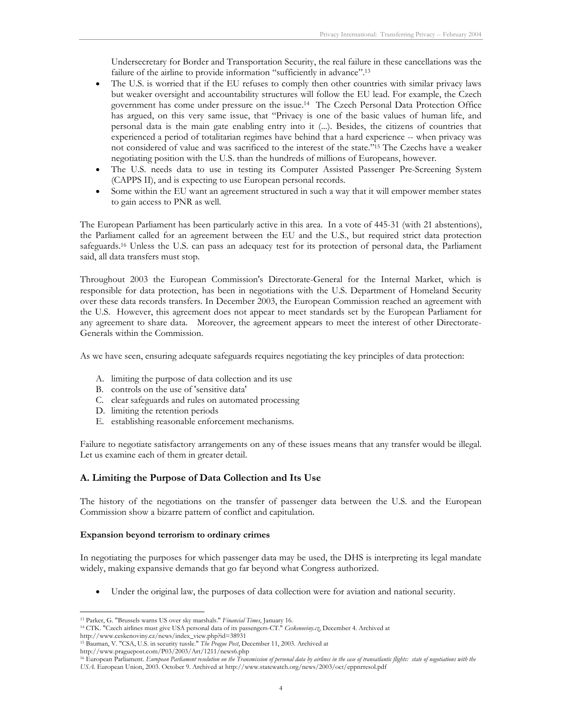Undersecretary for Border and Transportation Security, the real failure in these cancellations was the failure of the airline to provide information "sufficiently in advance".[13]

- The U.S. is worried that if the EU refuses to comply then other countries with similar privacy laws but weaker oversight and accountability structures will follow the EU lead. For example, the Czech government has come under pressure on the issue.[14] The Czech Personal Data Protection Office has argued, on this very same issue, that "Privacy is one of the basic values of human life, and personal data is the main gate enabling entry into it (...). Besides, the citizens of countries that experienced a period of totalitarian regimes have behind that a hard experience -- when privacy was not considered of value and was sacrificed to the interest of the state."[15] The Czechs have a weaker negotiating position with the U.S. than the hundreds of millions of Europeans, however.
- The U.S. needs data to use in testing its Computer Assisted Passenger Pre-Screening System (CAPPS II), and is expecting to use European personal records.
- Some within the EU want an agreement structured in such a way that it will empower member states to gain access to PNR as well.

The European Parliament has been particularly active in this area. In a vote of 445-31 (with 21 abstentions), the Parliament called for an agreement between the EU and the U.S., but required strict data protection safeguards.[16] Unless the U.S. can pass an adequacy test for its protection of personal data, the Parliament said, all data transfers must stop.

Throughout 2003 the European Commission's Directorate-General for the Internal Market, which is responsible for data protection, has been in negotiations with the U.S. Department of Homeland Security over these data records transfers. In December 2003, the European Commission reached an agreement with the U.S. However, this agreement does not appear to meet standards set by the European Parliament for any agreement to share data. Moreover, the agreement appears to meet the interest of other Directorate-Generals within the Commission.

As we have seen, ensuring adequate safeguards requires negotiating the key principles of data protection:

A. limiting the purpose of data collection and its use
B. controls on the use of 'sensitive data'
C. clear safeguards and rules on automated processing
D. limiting the retention periods
E. establishing reasonable enforcement mechanisms.

Failure to negotiate satisfactory arrangements on any of these issues means that any transfer would be illegal. Let us examine each of them in greater detail.

### A. Limiting the Purpose of Data Collection and Its Use

The history of the negotiations on the transfer of passenger data between the U.S. and the European Commission show a bizarre pattern of conflict and capitulation.

**Expansion beyond terrorism to ordinary crimes**

In negotiating the purposes for which passenger data may be used, the DHS is interpreting its legal mandate widely, making expansive demands that go far beyond what Congress authorized.

- Under the original law, the purposes of data collection were for aviation and national security.

---

[13] Parker, G. "Brussels warns US over sky marshals." *Financial Times*, January 16.

[14] CTK. "Czech airlines must give USA personal data of its passengers-CT." *Ceskenoviny.cz*, December 4. Archived at http://www.ceskenoviny.cz/news/index_view.php?id=38931

[15] Bauman, V. "CSA, U.S. in security tussle." *The Prague Post*, December 11, 2003. Archived at http://www.praguepost.com/P03/2003/Art/1211/news6.php

[16] European Parliament. *European Parliament resolution on the Transmission of personal data by airlines in the case of transatlantic flights: state of negotiations with the USA*. European Union, 2003. October 9. Archived at http://www.statewatch.org/news/2003/oct/eppnrresol.pdf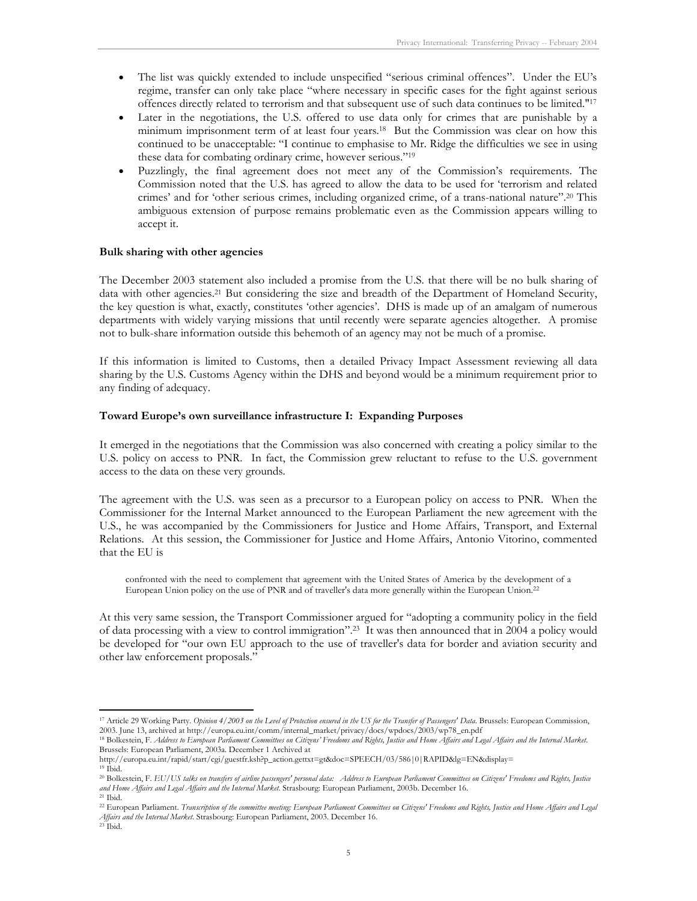- The list was quickly extended to include unspecified "serious criminal offences". Under the EU's regime, transfer can only take place "where necessary in specific cases for the fight against serious offences directly related to terrorism and that subsequent use of such data continues to be limited."[17]
- Later in the negotiations, the U.S. offered to use data only for crimes that are punishable by a minimum imprisonment term of at least four years.[18] But the Commission was clear on how this continued to be unacceptable: "I continue to emphasise to Mr. Ridge the difficulties we see in using these data for combating ordinary crime, however serious."[19]
- Puzzlingly, the final agreement does not meet any of the Commission's requirements. The Commission noted that the U.S. has agreed to allow the data to be used for 'terrorism and related crimes' and for 'other serious crimes, including organized crime, of a trans-national nature".[20] This ambiguous extension of purpose remains problematic even as the Commission appears willing to accept it.

**Bulk sharing with other agencies**

The December 2003 statement also included a promise from the U.S. that there will be no bulk sharing of data with other agencies.[21] But considering the size and breadth of the Department of Homeland Security, the key question is what, exactly, constitutes 'other agencies'. DHS is made up of an amalgam of numerous departments with widely varying missions that until recently were separate agencies altogether. A promise not to bulk-share information outside this behemoth of an agency may not be much of a promise.

If this information is limited to Customs, then a detailed Privacy Impact Assessment reviewing all data sharing by the U.S. Customs Agency within the DHS and beyond would be a minimum requirement prior to any finding of adequacy.

**Toward Europe's own surveillance infrastructure I: Expanding Purposes**

It emerged in the negotiations that the Commission was also concerned with creating a policy similar to the U.S. policy on access to PNR. In fact, the Commission grew reluctant to refuse to the U.S. government access to the data on these very grounds.

The agreement with the U.S. was seen as a precursor to a European policy on access to PNR. When the Commissioner for the Internal Market announced to the European Parliament the new agreement with the U.S., he was accompanied by the Commissioners for Justice and Home Affairs, Transport, and External Relations. At this session, the Commissioner for Justice and Home Affairs, Antonio Vitorino, commented that the EU is

> confronted with the need to complement that agreement with the United States of America by the development of a European Union policy on the use of PNR and of traveller's data more generally within the European Union.[22]

At this very same session, the Transport Commissioner argued for "adopting a community policy in the field of data processing with a view to control immigration".[23] It was then announced that in 2004 a policy would be developed for "our own EU approach to the use of traveller's data for border and aviation security and other law enforcement proposals."

---

[17] Article 29 Working Party. *Opinion 4/2003 on the Level of Protection ensured in the US for the Transfer of Passengers' Data*. Brussels: European Commission, 2003. June 13, archived at http://europa.eu.int/comm/internal_market/privacy/docs/wpdocs/2003/wp78_en.pdf

[18] Bolkestein, F. *Address to European Parliament Committees on Citizens' Freedoms and Rights, Justice and Home Affairs and Legal Affairs and the Internal Market*. Brussels: European Parliament, 2003a. December 1 Archived at http://europa.eu.int/rapid/start/cgi/guestfr.ksh?p_action.gettxt=gt&doc=SPEECH/03/586|0|RAPID&lg=EN&display=

[19] Ibid.

[20] Bolkestein, F. *EU/US talks on transfers of airline passengers' personal data: Address to European Parliament Committees on Citizens' Freedoms and Rights, Justice and Home Affairs and Legal Affairs and the Internal Market*. Strasbourg: European Parliament, 2003b. December 16.

[21] Ibid.

[22] European Parliament. *Transcription of the committee meeting: European Parliament Committees on Citizens' Freedoms and Rights, Justice and Home Affairs and Legal Affairs and the Internal Market*. Strasbourg: European Parliament, 2003. December 16.

[23] Ibid.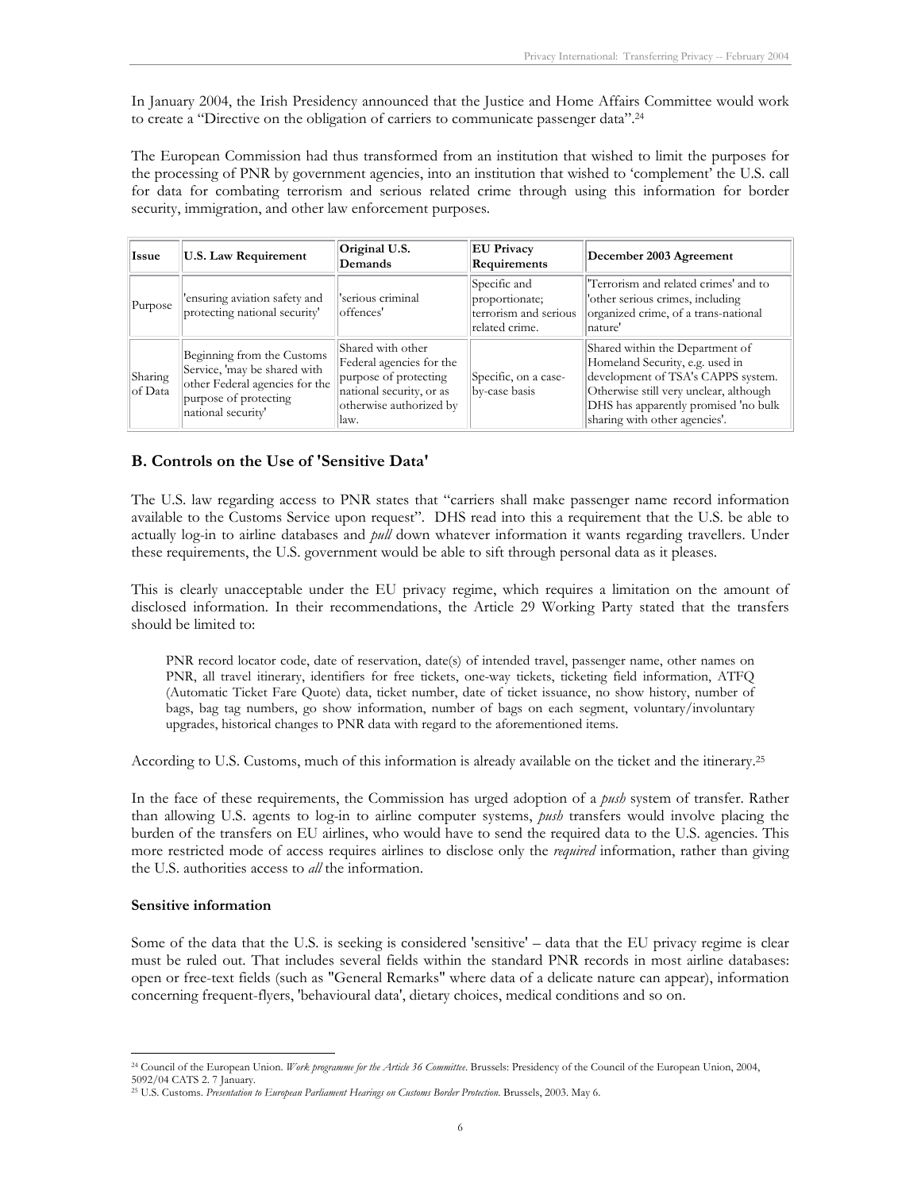In January 2004, the Irish Presidency announced that the Justice and Home Affairs Committee would work to create a "Directive on the obligation of carriers to communicate passenger data".[24]

The European Commission had thus transformed from an institution that wished to limit the purposes for the processing of PNR by government agencies, into an institution that wished to 'complement' the U.S. call for data for combating terrorism and serious related crime through using this information for border security, immigration, and other law enforcement purposes.

| Issue | U.S. Law Requirement | Original U.S. Demands | EU Privacy Requirements | December 2003 Agreement |
|---|---|---|---|---|
| Purpose | 'ensuring aviation safety and protecting national security' | 'serious criminal offences' | Specific and proportionate; terrorism and serious related crime. | 'Terrorism and related crimes' and to 'other serious crimes, including organized crime, of a trans-national nature' |
| Sharing of Data | Beginning from the Customs Service, 'may be shared with other Federal agencies for the purpose of protecting national security' | Shared with other Federal agencies for the purpose of protecting national security, or as otherwise authorized by law. | Specific, on a case-by-case basis | Shared within the Department of Homeland Security, e.g. used in development of TSA's CAPPS system. Otherwise still very unclear, although DHS has apparently promised 'no bulk sharing with other agencies'. |

### B. Controls on the Use of 'Sensitive Data'

The U.S. law regarding access to PNR states that "carriers shall make passenger name record information available to the Customs Service upon request". DHS read into this a requirement that the U.S. be able to actually log-in to airline databases and *pull* down whatever information it wants regarding travellers. Under these requirements, the U.S. government would be able to sift through personal data as it pleases.

This is clearly unacceptable under the EU privacy regime, which requires a limitation on the amount of disclosed information. In their recommendations, the Article 29 Working Party stated that the transfers should be limited to:

> PNR record locator code, date of reservation, date(s) of intended travel, passenger name, other names on PNR, all travel itinerary, identifiers for free tickets, one-way tickets, ticketing field information, ATFQ (Automatic Ticket Fare Quote) data, ticket number, date of ticket issuance, no show history, number of bags, bag tag numbers, go show information, number of bags on each segment, voluntary/involuntary upgrades, historical changes to PNR data with regard to the aforementioned items.

According to U.S. Customs, much of this information is already available on the ticket and the itinerary.[25]

In the face of these requirements, the Commission has urged adoption of a *push* system of transfer. Rather than allowing U.S. agents to log-in to airline computer systems, *push* transfers would involve placing the burden of the transfers on EU airlines, who would have to send the required data to the U.S. agencies. This more restricted mode of access requires airlines to disclose only the *required* information, rather than giving the U.S. authorities access to *all* the information.

**Sensitive information**

Some of the data that the U.S. is seeking is considered 'sensitive' – data that the EU privacy regime is clear must be ruled out. That includes several fields within the standard PNR records in most airline databases: open or free-text fields (such as "General Remarks" where data of a delicate nature can appear), information concerning frequent-flyers, 'behavioural data', dietary choices, medical conditions and so on.

---

[24] Council of the European Union. *Work programme for the Article 36 Committee*. Brussels: Presidency of the Council of the European Union, 2004, 5092/04 CATS 2. 7 January.

[25] U.S. Customs. *Presentation to European Parliament Hearings on Customs Border Protection*. Brussels, 2003. May 6.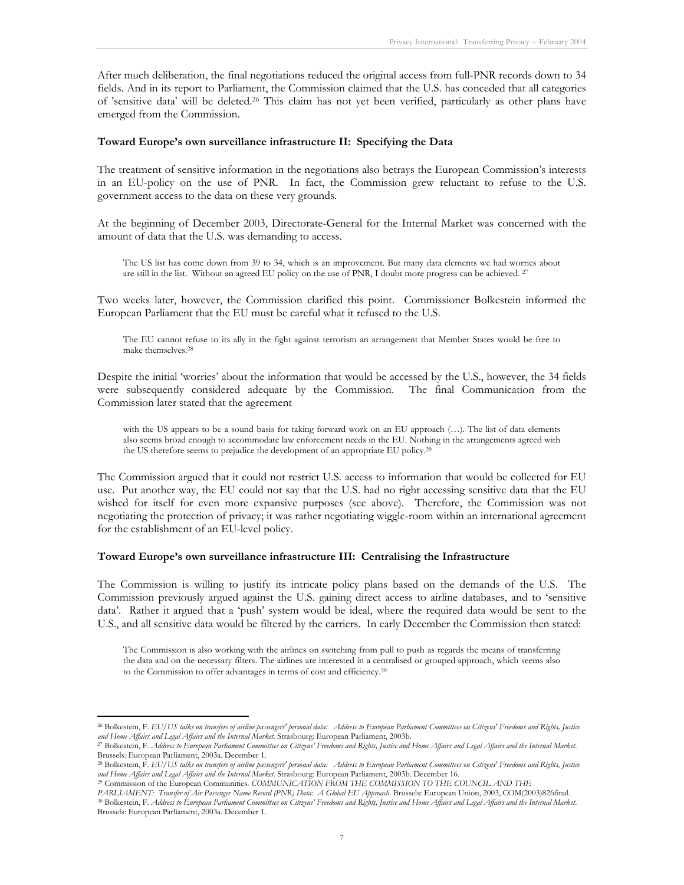After much deliberation, the final negotiations reduced the original access from full-PNR records down to 34 fields. And in its report to Parliament, the Commission claimed that the U.S. has conceded that all categories of 'sensitive data' will be deleted.[26] This claim has not yet been verified, particularly as other plans have emerged from the Commission.

**Toward Europe's own surveillance infrastructure II: Specifying the Data**

The treatment of sensitive information in the negotiations also betrays the European Commission's interests in an EU-policy on the use of PNR. In fact, the Commission grew reluctant to refuse to the U.S. government access to the data on these very grounds.

At the beginning of December 2003, Directorate-General for the Internal Market was concerned with the amount of data that the U.S. was demanding to access.

> The US list has come down from 39 to 34, which is an improvement. But many data elements we had worries about are still in the list. Without an agreed EU policy on the use of PNR, I doubt more progress can be achieved. [27]

Two weeks later, however, the Commission clarified this point. Commissioner Bolkestein informed the European Parliament that the EU must be careful what it refused to the U.S.

> The EU cannot refuse to its ally in the fight against terrorism an arrangement that Member States would be free to make themselves.[28]

Despite the initial 'worries' about the information that would be accessed by the U.S., however, the 34 fields were subsequently considered adequate by the Commission. The final Communication from the Commission later stated that the agreement

> with the US appears to be a sound basis for taking forward work on an EU approach (…). The list of data elements also seems broad enough to accommodate law enforcement needs in the EU. Nothing in the arrangements agreed with the US therefore seems to prejudice the development of an appropriate EU policy.[29]

The Commission argued that it could not restrict U.S. access to information that would be collected for EU use. Put another way, the EU could not say that the U.S. had no right accessing sensitive data that the EU wished for itself for even more expansive purposes (see above). Therefore, the Commission was not negotiating the protection of privacy; it was rather negotiating wiggle-room within an international agreement for the establishment of an EU-level policy.

**Toward Europe's own surveillance infrastructure III: Centralising the Infrastructure**

The Commission is willing to justify its intricate policy plans based on the demands of the U.S. The Commission previously argued against the U.S. gaining direct access to airline databases, and to 'sensitive data'. Rather it argued that a 'push' system would be ideal, where the required data would be sent to the U.S., and all sensitive data would be filtered by the carriers. In early December the Commission then stated:

> The Commission is also working with the airlines on switching from pull to push as regards the means of transferring the data and on the necessary filters. The airlines are interested in a centralised or grouped approach, which seems also to the Commission to offer advantages in terms of cost and efficiency.[30]

---

[26] Bolkestein, F. *EU/US talks on transfers of airline passengers' personal data: Address to European Parliament Committees on Citizens' Freedoms and Rights, Justice and Home Affairs and Legal Affairs and the Internal Market*. Strasbourg: European Parliament, 2003b.

[27] Bolkestein, F. *Address to European Parliament Committees on Citizens' Freedoms and Rights, Justice and Home Affairs and Legal Affairs and the Internal Market*. Brussels: European Parliament, 2003a. December 1.

[28] Bolkestein, F. *EU/US talks on transfers of airline passengers' personal data: Address to European Parliament Committees on Citizens' Freedoms and Rights, Justice and Home Affairs and Legal Affairs and the Internal Market*. Strasbourg: European Parliament, 2003b. December 16.

[29] Commission of the European Communities. *COMMUNICATION FROM THE COMMISSION TO THE COUNCIL AND THE PARLIAMENT: Transfer of Air Passenger Name Record (PNR) Data: A Global EU Approach*. Brussels: European Union, 2003, COM(2003)826final.

[30] Bolkestein, F. *Address to European Parliament Committees on Citizens' Freedoms and Rights, Justice and Home Affairs and Legal Affairs and the Internal Market*. Brussels: European Parliament, 2003a. December 1.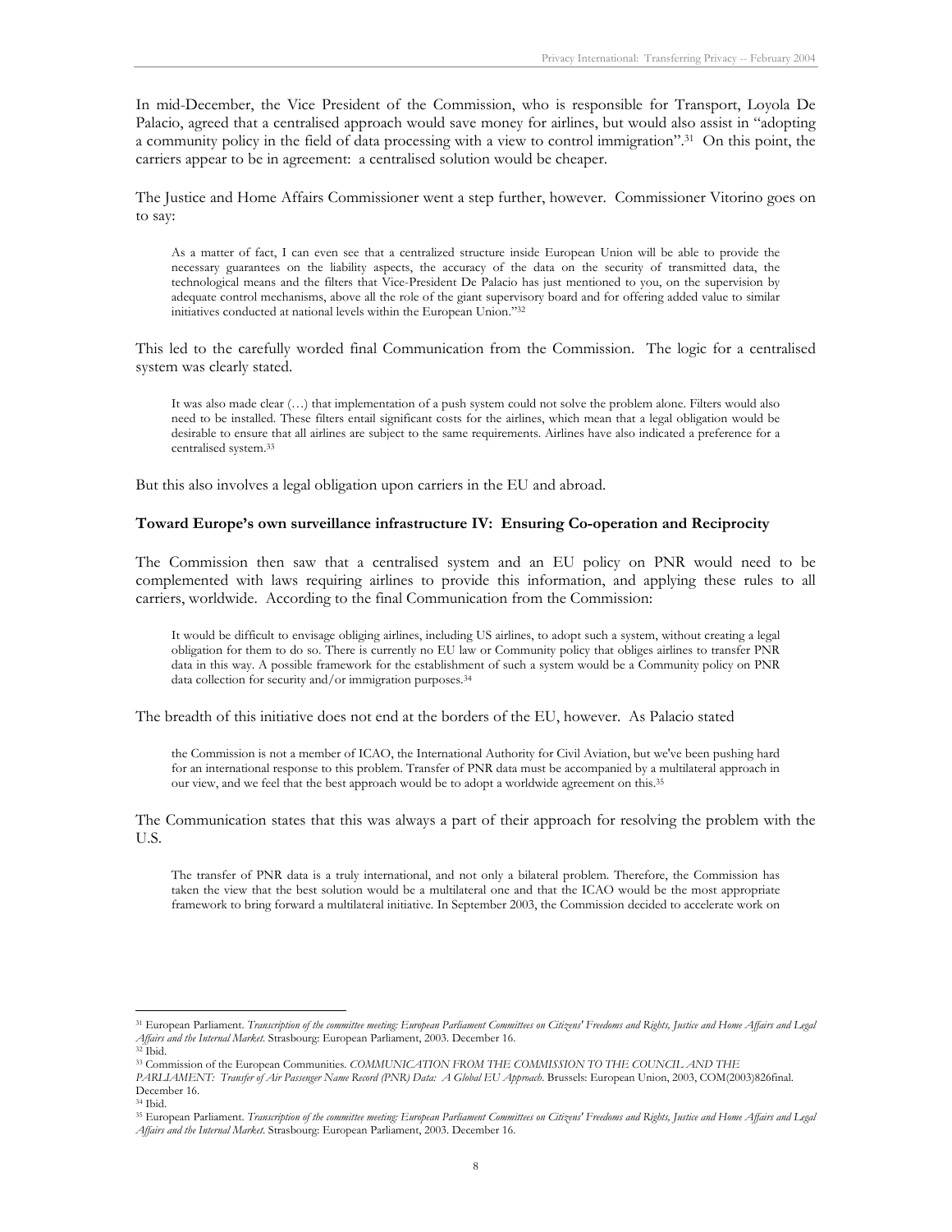In mid-December, the Vice President of the Commission, who is responsible for Transport, Loyola De Palacio, agreed that a centralised approach would save money for airlines, but would also assist in "adopting a community policy in the field of data processing with a view to control immigration".[31] On this point, the carriers appear to be in agreement: a centralised solution would be cheaper.

The Justice and Home Affairs Commissioner went a step further, however. Commissioner Vitorino goes on to say:

> As a matter of fact, I can even see that a centralized structure inside European Union will be able to provide the necessary guarantees on the liability aspects, the accuracy of the data on the security of transmitted data, the technological means and the filters that Vice-President De Palacio has just mentioned to you, on the supervision by adequate control mechanisms, above all the role of the giant supervisory board and for offering added value to similar initiatives conducted at national levels within the European Union."[32]

This led to the carefully worded final Communication from the Commission. The logic for a centralised system was clearly stated.

> It was also made clear (…) that implementation of a push system could not solve the problem alone. Filters would also need to be installed. These filters entail significant costs for the airlines, which mean that a legal obligation would be desirable to ensure that all airlines are subject to the same requirements. Airlines have also indicated a preference for a centralised system.[33]

But this also involves a legal obligation upon carriers in the EU and abroad.

**Toward Europe's own surveillance infrastructure IV: Ensuring Co-operation and Reciprocity**

The Commission then saw that a centralised system and an EU policy on PNR would need to be complemented with laws requiring airlines to provide this information, and applying these rules to all carriers, worldwide. According to the final Communication from the Commission:

> It would be difficult to envisage obliging airlines, including US airlines, to adopt such a system, without creating a legal obligation for them to do so. There is currently no EU law or Community policy that obliges airlines to transfer PNR data in this way. A possible framework for the establishment of such a system would be a Community policy on PNR data collection for security and/or immigration purposes.[34]

The breadth of this initiative does not end at the borders of the EU, however. As Palacio stated

> the Commission is not a member of ICAO, the International Authority for Civil Aviation, but we've been pushing hard for an international response to this problem. Transfer of PNR data must be accompanied by a multilateral approach in our view, and we feel that the best approach would be to adopt a worldwide agreement on this.[35]

The Communication states that this was always a part of their approach for resolving the problem with the U.S.

> The transfer of PNR data is a truly international, and not only a bilateral problem. Therefore, the Commission has taken the view that the best solution would be a multilateral one and that the ICAO would be the most appropriate framework to bring forward a multilateral initiative. In September 2003, the Commission decided to accelerate work on

---

[31] European Parliament. *Transcription of the committee meeting: European Parliament Committees on Citizens' Freedoms and Rights, Justice and Home Affairs and Legal Affairs and the Internal Market*. Strasbourg: European Parliament, 2003. December 16.

[32] Ibid.

[33] Commission of the European Communities. *COMMUNICATION FROM THE COMMISSION TO THE COUNCIL AND THE PARLIAMENT: Transfer of Air Passenger Name Record (PNR) Data: A Global EU Approach*. Brussels: European Union, 2003, COM(2003)826final. December 16.

[34] Ibid.

[35] European Parliament. *Transcription of the committee meeting: European Parliament Committees on Citizens' Freedoms and Rights, Justice and Home Affairs and Legal Affairs and the Internal Market*. Strasbourg: European Parliament, 2003. December 16.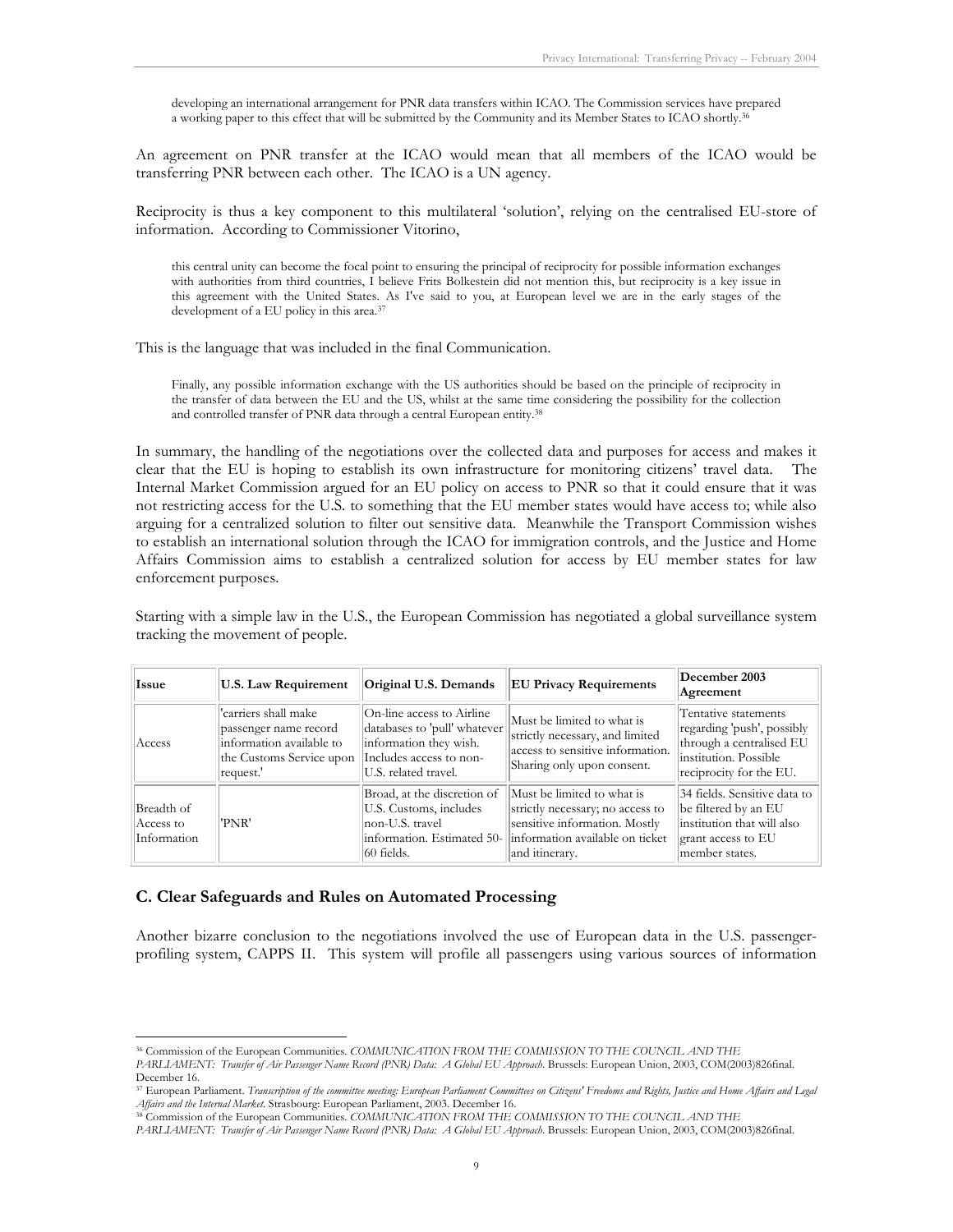> developing an international arrangement for PNR data transfers within ICAO. The Commission services have prepared a working paper to this effect that will be submitted by the Community and its Member States to ICAO shortly.[36]

An agreement on PNR transfer at the ICAO would mean that all members of the ICAO would be transferring PNR between each other. The ICAO is a UN agency.

Reciprocity is thus a key component to this multilateral 'solution', relying on the centralised EU-store of information. According to Commissioner Vitorino,

> this central unity can become the focal point to ensuring the principal of reciprocity for possible information exchanges with authorities from third countries, I believe Frits Bolkestein did not mention this, but reciprocity is a key issue in this agreement with the United States. As I've said to you, at European level we are in the early stages of the development of a EU policy in this area.[37]

This is the language that was included in the final Communication.

> Finally, any possible information exchange with the US authorities should be based on the principle of reciprocity in the transfer of data between the EU and the US, whilst at the same time considering the possibility for the collection and controlled transfer of PNR data through a central European entity.[38]

In summary, the handling of the negotiations over the collected data and purposes for access and makes it clear that the EU is hoping to establish its own infrastructure for monitoring citizens' travel data. The Internal Market Commission argued for an EU policy on access to PNR so that it could ensure that it was not restricting access for the U.S. to something that the EU member states would have access to; while also arguing for a centralized solution to filter out sensitive data. Meanwhile the Transport Commission wishes to establish an international solution through the ICAO for immigration controls, and the Justice and Home Affairs Commission aims to establish a centralized solution for access by EU member states for law enforcement purposes.

Starting with a simple law in the U.S., the European Commission has negotiated a global surveillance system tracking the movement of people.

| Issue | U.S. Law Requirement | Original U.S. Demands | EU Privacy Requirements | December 2003 Agreement |
|---|---|---|---|---|
| Access | 'carriers shall make passenger name record information available to the Customs Service upon request.' | On-line access to Airline databases to 'pull' whatever information they wish. Includes access to non-U.S. related travel. | Must be limited to what is strictly necessary, and limited access to sensitive information. Sharing only upon consent. | Tentative statements regarding 'push', possibly through a centralised EU institution. Possible reciprocity for the EU. |
| Breadth of Access to Information | 'PNR' | Broad, at the discretion of U.S. Customs, includes non-U.S. travel information. Estimated 50-60 fields. | Must be limited to what is strictly necessary; no access to sensitive information. Mostly information available on ticket and itinerary. | 34 fields. Sensitive data to be filtered by an EU institution that will also grant access to EU member states. |

### C. Clear Safeguards and Rules on Automated Processing

Another bizarre conclusion to the negotiations involved the use of European data in the U.S. passenger-profiling system, CAPPS II. This system will profile all passengers using various sources of information

---

[36] Commission of the European Communities. *COMMUNICATION FROM THE COMMISSION TO THE COUNCIL AND THE PARLIAMENT: Transfer of Air Passenger Name Record (PNR) Data: A Global EU Approach*. Brussels: European Union, 2003, COM(2003)826final. December 16.

[37] European Parliament. *Transcription of the committee meeting: European Parliament Committees on Citizens' Freedoms and Rights, Justice and Home Affairs and Legal Affairs and the Internal Market*. Strasbourg: European Parliament, 2003. December 16.

[38] Commission of the European Communities. *COMMUNICATION FROM THE COMMISSION TO THE COUNCIL AND THE PARLIAMENT: Transfer of Air Passenger Name Record (PNR) Data: A Global EU Approach*. Brussels: European Union, 2003, COM(2003)826final.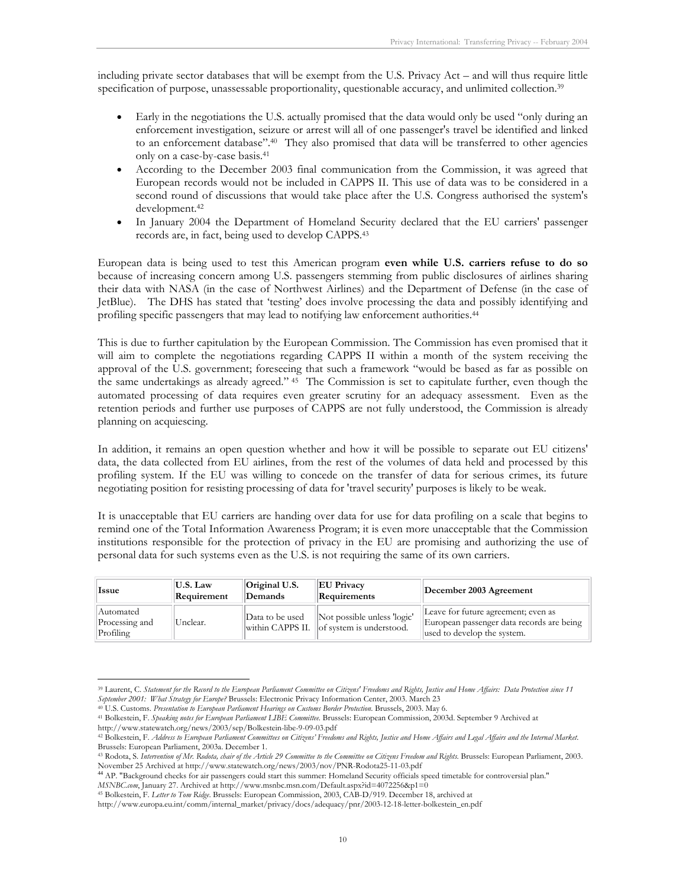including private sector databases that will be exempt from the U.S. Privacy Act – and will thus require little specification of purpose, unassessable proportionality, questionable accuracy, and unlimited collection.[39]

- Early in the negotiations the U.S. actually promised that the data would only be used "only during an enforcement investigation, seizure or arrest will all of one passenger's travel be identified and linked to an enforcement database".[40] They also promised that data will be transferred to other agencies only on a case-by-case basis.[41]
- According to the December 2003 final communication from the Commission, it was agreed that European records would not be included in CAPPS II. This use of data was to be considered in a second round of discussions that would take place after the U.S. Congress authorised the system's development.[42]
- In January 2004 the Department of Homeland Security declared that the EU carriers' passenger records are, in fact, being used to develop CAPPS.[43]

European data is being used to test this American program **even while U.S. carriers refuse to do so** because of increasing concern among U.S. passengers stemming from public disclosures of airlines sharing their data with NASA (in the case of Northwest Airlines) and the Department of Defense (in the case of JetBlue). The DHS has stated that 'testing' does involve processing the data and possibly identifying and profiling specific passengers that may lead to notifying law enforcement authorities.[44]

This is due to further capitulation by the European Commission. The Commission has even promised that it will aim to complete the negotiations regarding CAPPS II within a month of the system receiving the approval of the U.S. government; foreseeing that such a framework "would be based as far as possible on the same undertakings as already agreed." [45] The Commission is set to capitulate further, even though the automated processing of data requires even greater scrutiny for an adequacy assessment. Even as the retention periods and further use purposes of CAPPS are not fully understood, the Commission is already planning on acquiescing.

In addition, it remains an open question whether and how it will be possible to separate out EU citizens' data, the data collected from EU airlines, from the rest of the volumes of data held and processed by this profiling system. If the EU was willing to concede on the transfer of data for serious crimes, its future negotiating position for resisting processing of data for 'travel security' purposes is likely to be weak.

It is unacceptable that EU carriers are handing over data for use for data profiling on a scale that begins to remind one of the Total Information Awareness Program; it is even more unacceptable that the Commission institutions responsible for the protection of privacy in the EU are promising and authorizing the use of personal data for such systems even as the U.S. is not requiring the same of its own carriers.

| Issue | U.S. Law Requirement | Original U.S. Demands | EU Privacy Requirements | December 2003 Agreement |
|---|---|---|---|---|
| Automated Processing and Profiling | Unclear. | Data to be used within CAPPS II. | Not possible unless 'logic' of system is understood. | Leave for future agreement; even as European passenger data records are being used to develop the system. |

[39] Laurent, C. *Statement for the Record to the European Parliament Committee on Citizens' Freedoms and Rights, Justice and Home Affairs: Data Protection since 11 September 2001: What Strategy for Europe?* Brussels: Electronic Privacy Information Center, 2003. March 23

[40] U.S. Customs. *Presentation to European Parliament Hearings on Customs Border Protection*. Brussels, 2003. May 6.

[41] Bolkestein, F. *Speaking notes for European Parliament LIBE Committee*. Brussels: European Commission, 2003d. September 9 Archived at http://www.statewatch.org/news/2003/sep/Bolkestein-libe-9-09-03.pdf

[42] Bolkestein, F. *Address to European Parliament Committees on Citizens' Freedoms and Rights, Justice and Home Affairs and Legal Affairs and the Internal Market*. Brussels: European Parliament, 2003a. December 1.

[43] Rodota, S. *Intervention of Mr. Rodota, chair of the Article 29 Committee to the Committee on Citizens Freedom and Rights*. Brussels: European Parliament, 2003. November 25 Archived at http://www.statewatch.org/news/2003/nov/PNR-Rodota25-11-03.pdf

[44] AP. "Background checks for air passengers could start this summer: Homeland Security officials speed timetable for controversial plan." *MSNBC.com*, January 27. Archived at http://www.msnbc.msn.com/Default.aspx?id=4072256&p1=0

[45] Bolkestein, F. *Letter to Tom Ridge*. Brussels: European Commission, 2003, CAB-D/919. December 18, archived at http://www.europa.eu.int/comm/internal_market/privacy/docs/adequacy/pnr/2003-12-18-letter-bolkestein_en.pdf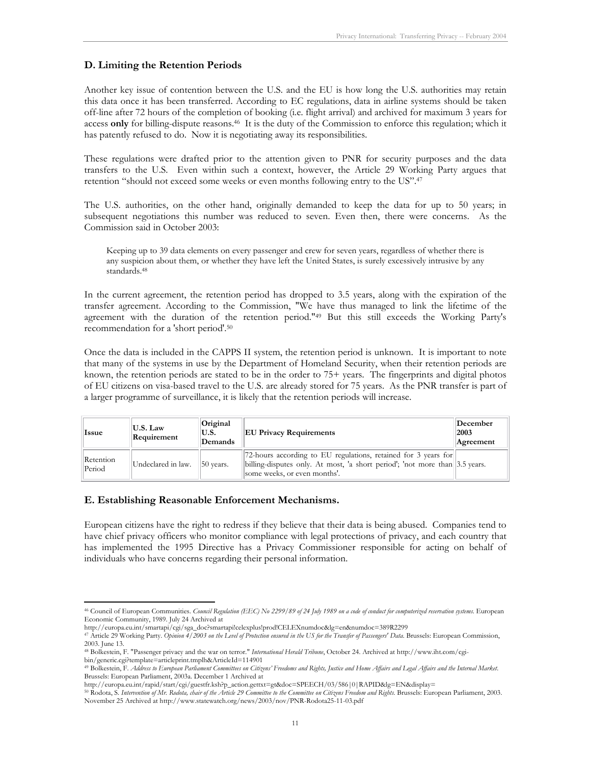## D. Limiting the Retention Periods

Another key issue of contention between the U.S. and the EU is how long the U.S. authorities may retain this data once it has been transferred. According to EC regulations, data in airline systems should be taken off-line after 72 hours of the completion of booking (i.e. flight arrival) and archived for maximum 3 years for access **only** for billing-dispute reasons.[46] It is the duty of the Commission to enforce this regulation; which it has patently refused to do. Now it is negotiating away its responsibilities.

These regulations were drafted prior to the attention given to PNR for security purposes and the data transfers to the U.S. Even within such a context, however, the Article 29 Working Party argues that retention "should not exceed some weeks or even months following entry to the US".[47]

The U.S. authorities, on the other hand, originally demanded to keep the data for up to 50 years; in subsequent negotiations this number was reduced to seven. Even then, there were concerns. As the Commission said in October 2003:

> Keeping up to 39 data elements on every passenger and crew for seven years, regardless of whether there is any suspicion about them, or whether they have left the United States, is surely excessively intrusive by any standards.[48]

In the current agreement, the retention period has dropped to 3.5 years, along with the expiration of the transfer agreement. According to the Commission, "We have thus managed to link the lifetime of the agreement with the duration of the retention period."[49] But this still exceeds the Working Party's recommendation for a 'short period'.[50]

Once the data is included in the CAPPS II system, the retention period is unknown. It is important to note that many of the systems in use by the Department of Homeland Security, when their retention periods are known, the retention periods are stated to be in the order to 75+ years. The fingerprints and digital photos of EU citizens on visa-based travel to the U.S. are already stored for 75 years. As the PNR transfer is part of a larger programme of surveillance, it is likely that the retention periods will increase.

| Issue | U.S. Law Requirement | Original U.S. Demands | EU Privacy Requirements | December 2003 Agreement |
|---|---|---|---|---|
| Retention Period | Undeclared in law. | 50 years. | 72-hours according to EU regulations, retained for 3 years for billing-disputes only. At most, 'a short period'; 'not more than some weeks, or even months'. | 3.5 years. |

## E. Establishing Reasonable Enforcement Mechanisms.

European citizens have the right to redress if they believe that their data is being abused. Companies tend to have chief privacy officers who monitor compliance with legal protections of privacy, and each country that has implemented the 1995 Directive has a Privacy Commissioner responsible for acting on behalf of individuals who have concerns regarding their personal information.

---

[46] Council of European Communities. *Council Regulation (EEC) No 2299/89 of 24 July 1989 on a code of conduct for computerized reservation systems*. European Economic Community, 1989. July 24 Archived at http://europa.eu.int/smartapi/cgi/sga_doc?smartapi!celexplus!prod!CELEXnumdoc&lg=en&numdoc=389R2299

[47] Article 29 Working Party. *Opinion 4/2003 on the Level of Protection ensured in the US for the Transfer of Passengers' Data*. Brussels: European Commission, 2003. June 13.

[48] Bolkestein, F. "Passenger privacy and the war on terror." *International Herald Tribune*, October 24. Archived at http://www.iht.com/cgi-bin/generic.cgi?template=articleprint.tmplh&ArticleId=114901

[49] Bolkestein, F. *Address to European Parliament Committees on Citizens' Freedoms and Rights, Justice and Home Affairs and Legal Affairs and the Internal Market*. Brussels: European Parliament, 2003a. December 1 Archived at http://europa.eu.int/rapid/start/cgi/guestfr.ksh?p_action.gettxt=gt&doc=SPEECH/03/586|0|RAPID&lg=EN&display=

[50] Rodota, S. *Intervention of Mr. Rodota, chair of the Article 29 Committee to the Committee on Citizens Freedom and Rights*. Brussels: European Parliament, 2003. November 25 Archived at http://www.statewatch.org/news/2003/nov/PNR-Rodota25-11-03.pdf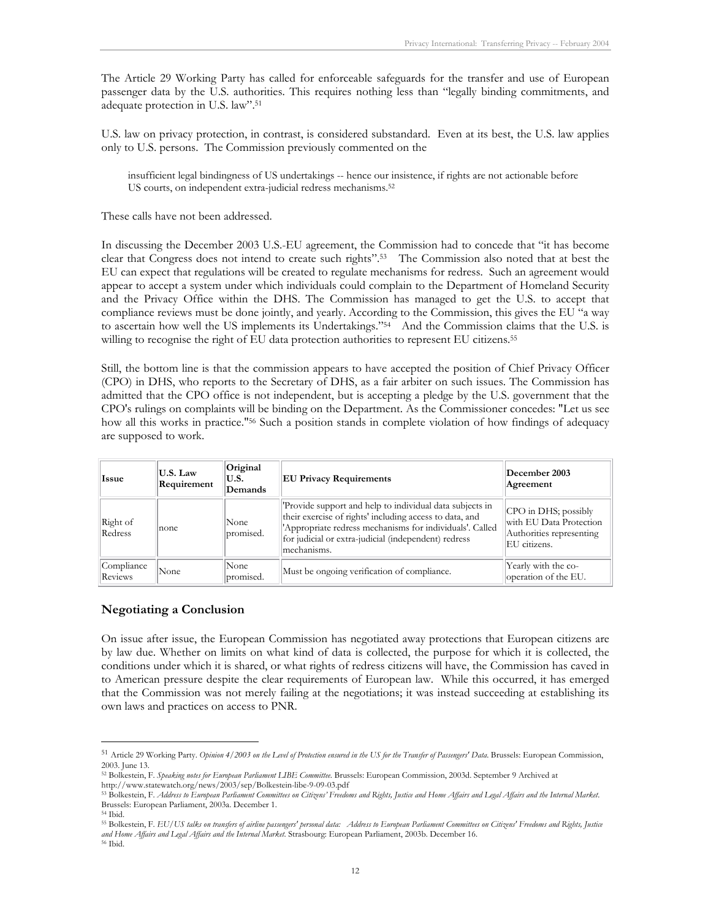The Article 29 Working Party has called for enforceable safeguards for the transfer and use of European passenger data by the U.S. authorities. This requires nothing less than "legally binding commitments, and adequate protection in U.S. law".[51]

U.S. law on privacy protection, in contrast, is considered substandard. Even at its best, the U.S. law applies only to U.S. persons. The Commission previously commented on the

> insufficient legal bindingness of US undertakings -- hence our insistence, if rights are not actionable before US courts, on independent extra-judicial redress mechanisms.[52]

These calls have not been addressed.

In discussing the December 2003 U.S.-EU agreement, the Commission had to concede that "it has become clear that Congress does not intend to create such rights".[53] The Commission also noted that at best the EU can expect that regulations will be created to regulate mechanisms for redress. Such an agreement would appear to accept a system under which individuals could complain to the Department of Homeland Security and the Privacy Office within the DHS. The Commission has managed to get the U.S. to accept that compliance reviews must be done jointly, and yearly. According to the Commission, this gives the EU "a way to ascertain how well the US implements its Undertakings."[54] And the Commission claims that the U.S. is willing to recognise the right of EU data protection authorities to represent EU citizens.[55]

Still, the bottom line is that the commission appears to have accepted the position of Chief Privacy Officer (CPO) in DHS, who reports to the Secretary of DHS, as a fair arbiter on such issues. The Commission has admitted that the CPO office is not independent, but is accepting a pledge by the U.S. government that the CPO's rulings on complaints will be binding on the Department. As the Commissioner concedes: "Let us see how all this works in practice."[56] Such a position stands in complete violation of how findings of adequacy are supposed to work.

| Issue | U.S. Law Requirement | Original U.S. Demands | EU Privacy Requirements | December 2003 Agreement |
|---|---|---|---|---|
| Right of Redress | none | None promised. | 'Provide support and help to individual data subjects in their exercise of rights' including access to data, and 'Appropriate redress mechanisms for individuals'. Called for judicial or extra-judicial (independent) redress mechanisms. | CPO in DHS; possibly with EU Data Protection Authorities representing EU citizens. |
| Compliance Reviews | None | None promised. | Must be ongoing verification of compliance. | Yearly with the co-operation of the EU. |

## Negotiating a Conclusion

On issue after issue, the European Commission has negotiated away protections that European citizens are by law due. Whether on limits on what kind of data is collected, the purpose for which it is collected, the conditions under which it is shared, or what rights of redress citizens will have, the Commission has caved in to American pressure despite the clear requirements of European law. While this occurred, it has emerged that the Commission was not merely failing at the negotiations; it was instead succeeding at establishing its own laws and practices on access to PNR.

---

[51] Article 29 Working Party. *Opinion 4/2003 on the Level of Protection ensured in the US for the Transfer of Passengers' Data*. Brussels: European Commission, 2003. June 13.

[52] Bolkestein, F. *Speaking notes for European Parliament LIBE Committee*. Brussels: European Commission, 2003d. September 9 Archived at http://www.statewatch.org/news/2003/sep/Bolkestein-libe-9-09-03.pdf

[53] Bolkestein, F. *Address to European Parliament Committees on Citizens' Freedoms and Rights, Justice and Home Affairs and Legal Affairs and the Internal Market*. Brussels: European Parliament, 2003a. December 1.

[54] Ibid.

[55] Bolkestein, F. *EU/US talks on transfers of airline passengers' personal data: Address to European Parliament Committees on Citizens' Freedoms and Rights, Justice and Home Affairs and Legal Affairs and the Internal Market*. Strasbourg: European Parliament, 2003b. December 16.

[56] Ibid.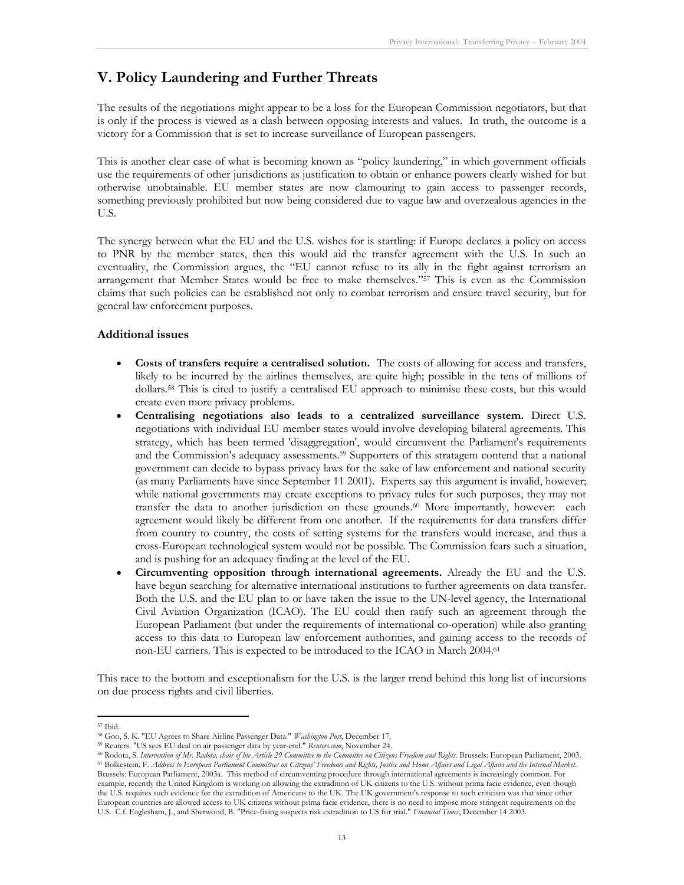# V. Policy Laundering and Further Threats

The results of the negotiations might appear to be a loss for the European Commission negotiators, but that is only if the process is viewed as a clash between opposing interests and values. In truth, the outcome is a victory for a Commission that is set to increase surveillance of European passengers.

This is another clear case of what is becoming known as "policy laundering," in which government officials use the requirements of other jurisdictions as justification to obtain or enhance powers clearly wished for but otherwise unobtainable. EU member states are now clamouring to gain access to passenger records, something previously prohibited but now being considered due to vague law and overzealous agencies in the U.S.

The synergy between what the EU and the U.S. wishes for is startling: if Europe declares a policy on access to PNR by the member states, then this would aid the transfer agreement with the U.S. In such an eventuality, the Commission argues, the "EU cannot refuse to its ally in the fight against terrorism an arrangement that Member States would be free to make themselves."[57] This is even as the Commission claims that such policies can be established not only to combat terrorism and ensure travel security, but for general law enforcement purposes.

### Additional issues

- **Costs of transfers require a centralised solution.** The costs of allowing for access and transfers, likely to be incurred by the airlines themselves, are quite high; possible in the tens of millions of dollars.[58] This is cited to justify a centralised EU approach to minimise these costs, but this would create even more privacy problems.
- **Centralising negotiations also leads to a centralized surveillance system.** Direct U.S. negotiations with individual EU member states would involve developing bilateral agreements. This strategy, which has been termed 'disaggregation', would circumvent the Parliament's requirements and the Commission's adequacy assessments.[59] Supporters of this stratagem contend that a national government can decide to bypass privacy laws for the sake of law enforcement and national security (as many Parliaments have since September 11 2001). Experts say this argument is invalid, however; while national governments may create exceptions to privacy rules for such purposes, they may not transfer the data to another jurisdiction on these grounds.[60] More importantly, however: each agreement would likely be different from one another. If the requirements for data transfers differ from country to country, the costs of setting systems for the transfers would increase, and thus a cross-European technological system would not be possible. The Commission fears such a situation, and is pushing for an adequacy finding at the level of the EU.
- **Circumventing opposition through international agreements.** Already the EU and the U.S. have begun searching for alternative international institutions to further agreements on data transfer. Both the U.S. and the EU plan to or have taken the issue to the UN-level agency, the International Civil Aviation Organization (ICAO). The EU could then ratify such an agreement through the European Parliament (but under the requirements of international co-operation) while also granting access to this data to European law enforcement authorities, and gaining access to the records of non-EU carriers. This is expected to be introduced to the ICAO in March 2004.[61]

This race to the bottom and exceptionalism for the U.S. is the larger trend behind this long list of incursions on due process rights and civil liberties.

---

[57] Ibid.

[58] Goo, S. K. "EU Agrees to Share Airline Passenger Data." *Washington Post*, December 17.

[59] Reuters. "US sees EU deal on air passenger data by year-end." *Reuters.com*, November 24.

[60] Rodota, S. *Intervention of Mr. Rodota, chair of hte Article 29 Committee to the Committee on Citizens Freedom and Rights*. Brussels: European Parliament, 2003.

[61] Bolkestein, F. *Address to European Parliament Committees on Citizens' Freedoms and Rights, Justice and Home Affairs and Legal Affairs and the Internal Market*. Brussels: European Parliament, 2003a. This method of circumventing procedure through international agreements is increasingly common. For example, recently the United Kingdom is working on allowing the extradition of UK citizens to the U.S. without prima facie evidence, even though the U.S. requires such evidence for the extradition of Americans to the UK. The UK government's response to such criticism was that since other European countries are allowed access to UK citizens without prima facie evidence, there is no need to impose more stringent requirements on the U.S. C.f. Eaglesham, J., and Sherwood, B. "Price-fixing suspects risk extradition to US for trial." *Financial Times*, December 14 2003.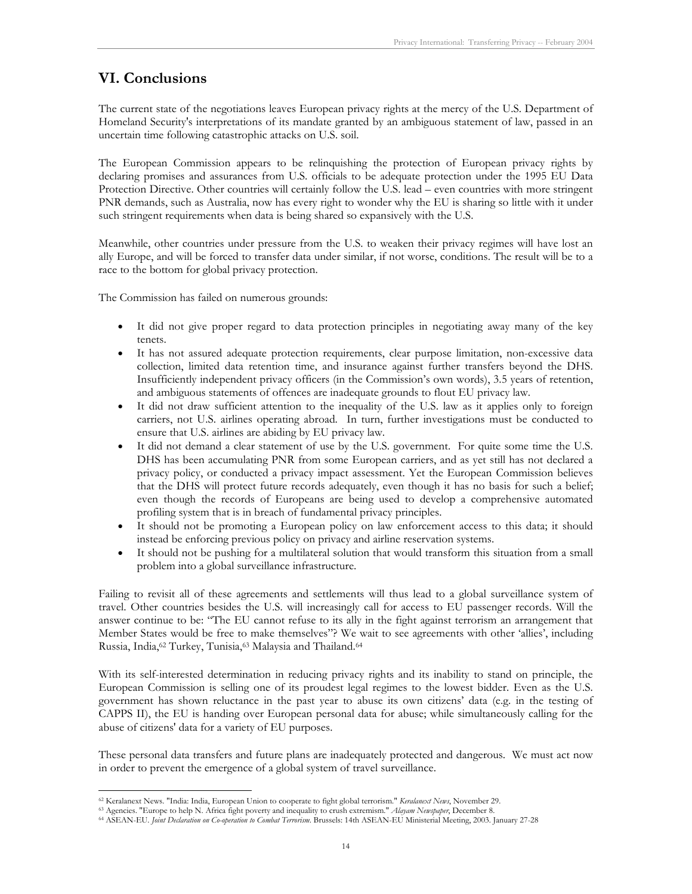## VI. Conclusions

The current state of the negotiations leaves European privacy rights at the mercy of the U.S. Department of Homeland Security's interpretations of its mandate granted by an ambiguous statement of law, passed in an uncertain time following catastrophic attacks on U.S. soil.

The European Commission appears to be relinquishing the protection of European privacy rights by declaring promises and assurances from U.S. officials to be adequate protection under the 1995 EU Data Protection Directive. Other countries will certainly follow the U.S. lead – even countries with more stringent PNR demands, such as Australia, now has every right to wonder why the EU is sharing so little with it under such stringent requirements when data is being shared so expansively with the U.S.

Meanwhile, other countries under pressure from the U.S. to weaken their privacy regimes will have lost an ally Europe, and will be forced to transfer data under similar, if not worse, conditions. The result will be to a race to the bottom for global privacy protection.

The Commission has failed on numerous grounds:

- It did not give proper regard to data protection principles in negotiating away many of the key tenets.
- It has not assured adequate protection requirements, clear purpose limitation, non-excessive data collection, limited data retention time, and insurance against further transfers beyond the DHS. Insufficiently independent privacy officers (in the Commission's own words), 3.5 years of retention, and ambiguous statements of offences are inadequate grounds to flout EU privacy law.
- It did not draw sufficient attention to the inequality of the U.S. law as it applies only to foreign carriers, not U.S. airlines operating abroad. In turn, further investigations must be conducted to ensure that U.S. airlines are abiding by EU privacy law.
- It did not demand a clear statement of use by the U.S. government. For quite some time the U.S. DHS has been accumulating PNR from some European carriers, and as yet still has not declared a privacy policy, or conducted a privacy impact assessment. Yet the European Commission believes that the DHS will protect future records adequately, even though it has no basis for such a belief; even though the records of Europeans are being used to develop a comprehensive automated profiling system that is in breach of fundamental privacy principles.
- It should not be promoting a European policy on law enforcement access to this data; it should instead be enforcing previous policy on privacy and airline reservation systems.
- It should not be pushing for a multilateral solution that would transform this situation from a small problem into a global surveillance infrastructure.

Failing to revisit all of these agreements and settlements will thus lead to a global surveillance system of travel. Other countries besides the U.S. will increasingly call for access to EU passenger records. Will the answer continue to be: "The EU cannot refuse to its ally in the fight against terrorism an arrangement that Member States would be free to make themselves"? We wait to see agreements with other 'allies', including Russia, India,[62] Turkey, Tunisia,[63] Malaysia and Thailand.[64]

With its self-interested determination in reducing privacy rights and its inability to stand on principle, the European Commission is selling one of its proudest legal regimes to the lowest bidder. Even as the U.S. government has shown reluctance in the past year to abuse its own citizens' data (e.g. in the testing of CAPPS II), the EU is handing over European personal data for abuse; while simultaneously calling for the abuse of citizens' data for a variety of EU purposes.

These personal data transfers and future plans are inadequately protected and dangerous. We must act now in order to prevent the emergence of a global system of travel surveillance.

---

[62] Keralanext News. "India: India, European Union to cooperate to fight global terrorism." *Keralanext News*, November 29.

[63] Agencies. "Europe to help N. Africa fight poverty and inequality to crush extremism." *Alayam Newspaper*, December 8.

[64] ASEAN-EU. *Joint Declaration on Co-operation to Combat Terrorism*. Brussels: 14th ASEAN-EU Ministerial Meeting, 2003. January 27-28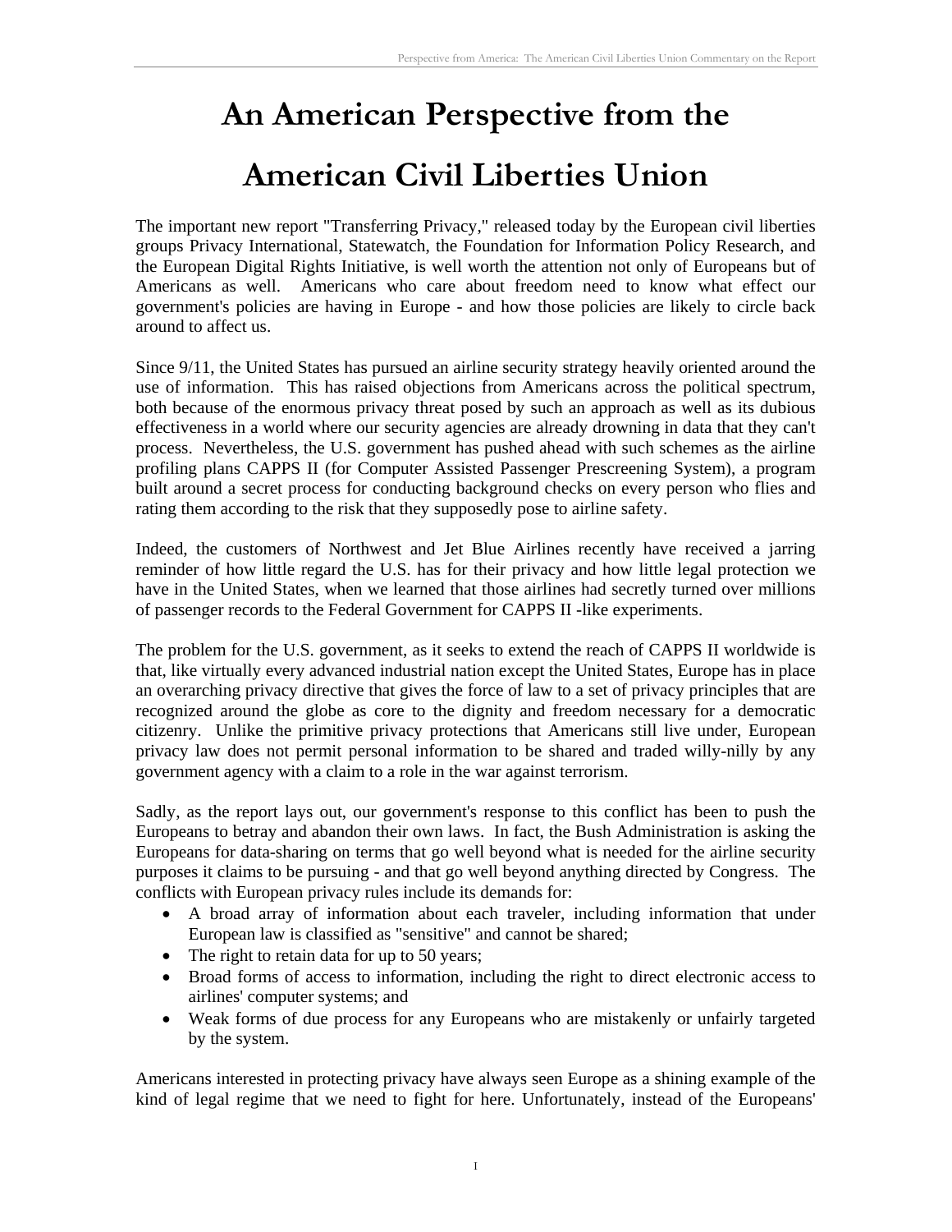# An American Perspective from the American Civil Liberties Union

The important new report "Transferring Privacy," released today by the European civil liberties groups Privacy International, Statewatch, the Foundation for Information Policy Research, and the European Digital Rights Initiative, is well worth the attention not only of Europeans but of Americans as well. Americans who care about freedom need to know what effect our government's policies are having in Europe - and how those policies are likely to circle back around to affect us.

Since 9/11, the United States has pursued an airline security strategy heavily oriented around the use of information. This has raised objections from Americans across the political spectrum, both because of the enormous privacy threat posed by such an approach as well as its dubious effectiveness in a world where our security agencies are already drowning in data that they can't process. Nevertheless, the U.S. government has pushed ahead with such schemes as the airline profiling plans CAPPS II (for Computer Assisted Passenger Prescreening System), a program built around a secret process for conducting background checks on every person who flies and rating them according to the risk that they supposedly pose to airline safety.

Indeed, the customers of Northwest and Jet Blue Airlines recently have received a jarring reminder of how little regard the U.S. has for their privacy and how little legal protection we have in the United States, when we learned that those airlines had secretly turned over millions of passenger records to the Federal Government for CAPPS II -like experiments.

The problem for the U.S. government, as it seeks to extend the reach of CAPPS II worldwide is that, like virtually every advanced industrial nation except the United States, Europe has in place an overarching privacy directive that gives the force of law to a set of privacy principles that are recognized around the globe as core to the dignity and freedom necessary for a democratic citizenry. Unlike the primitive privacy protections that Americans still live under, European privacy law does not permit personal information to be shared and traded willy-nilly by any government agency with a claim to a role in the war against terrorism.

Sadly, as the report lays out, our government's response to this conflict has been to push the Europeans to betray and abandon their own laws. In fact, the Bush Administration is asking the Europeans for data-sharing on terms that go well beyond what is needed for the airline security purposes it claims to be pursuing - and that go well beyond anything directed by Congress. The conflicts with European privacy rules include its demands for:

- A broad array of information about each traveler, including information that under European law is classified as "sensitive" and cannot be shared;
- The right to retain data for up to 50 years;
- Broad forms of access to information, including the right to direct electronic access to airlines' computer systems; and
- Weak forms of due process for any Europeans who are mistakenly or unfairly targeted by the system.

Americans interested in protecting privacy have always seen Europe as a shining example of the kind of legal regime that we need to fight for here. Unfortunately, instead of the Europeans'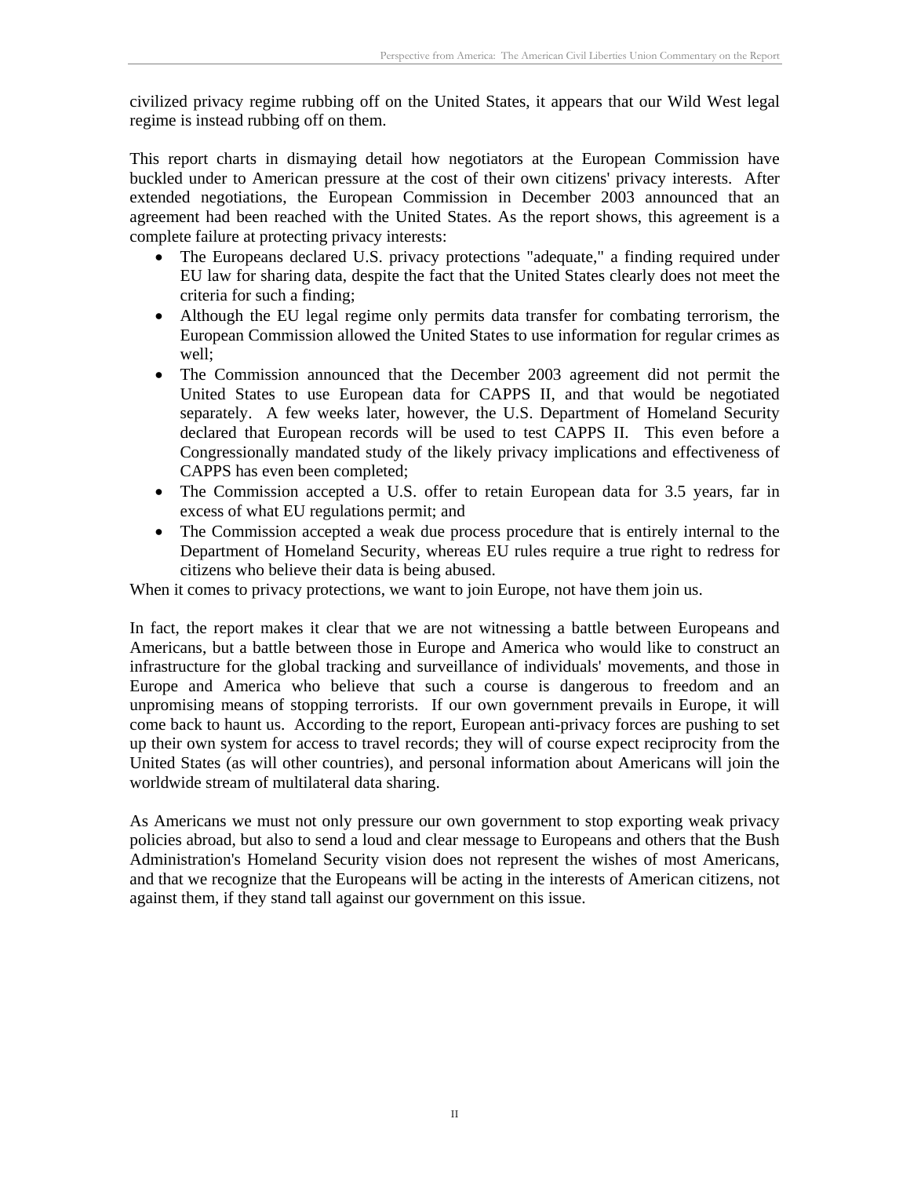civilized privacy regime rubbing off on the United States, it appears that our Wild West legal regime is instead rubbing off on them.

This report charts in dismaying detail how negotiators at the European Commission have buckled under to American pressure at the cost of their own citizens' privacy interests. After extended negotiations, the European Commission in December 2003 announced that an agreement had been reached with the United States. As the report shows, this agreement is a complete failure at protecting privacy interests:

- The Europeans declared U.S. privacy protections "adequate," a finding required under EU law for sharing data, despite the fact that the United States clearly does not meet the criteria for such a finding;
- Although the EU legal regime only permits data transfer for combating terrorism, the European Commission allowed the United States to use information for regular crimes as well;
- The Commission announced that the December 2003 agreement did not permit the United States to use European data for CAPPS II, and that would be negotiated separately. A few weeks later, however, the U.S. Department of Homeland Security declared that European records will be used to test CAPPS II. This even before a Congressionally mandated study of the likely privacy implications and effectiveness of CAPPS has even been completed;
- The Commission accepted a U.S. offer to retain European data for 3.5 years, far in excess of what EU regulations permit; and
- The Commission accepted a weak due process procedure that is entirely internal to the Department of Homeland Security, whereas EU rules require a true right to redress for citizens who believe their data is being abused.

When it comes to privacy protections, we want to join Europe, not have them join us.

In fact, the report makes it clear that we are not witnessing a battle between Europeans and Americans, but a battle between those in Europe and America who would like to construct an infrastructure for the global tracking and surveillance of individuals' movements, and those in Europe and America who believe that such a course is dangerous to freedom and an unpromising means of stopping terrorists. If our own government prevails in Europe, it will come back to haunt us. According to the report, European anti-privacy forces are pushing to set up their own system for access to travel records; they will of course expect reciprocity from the United States (as will other countries), and personal information about Americans will join the worldwide stream of multilateral data sharing.

As Americans we must not only pressure our own government to stop exporting weak privacy policies abroad, but also to send a loud and clear message to Europeans and others that the Bush Administration's Homeland Security vision does not represent the wishes of most Americans, and that we recognize that the Europeans will be acting in the interests of American citizens, not against them, if they stand tall against our government on this issue.